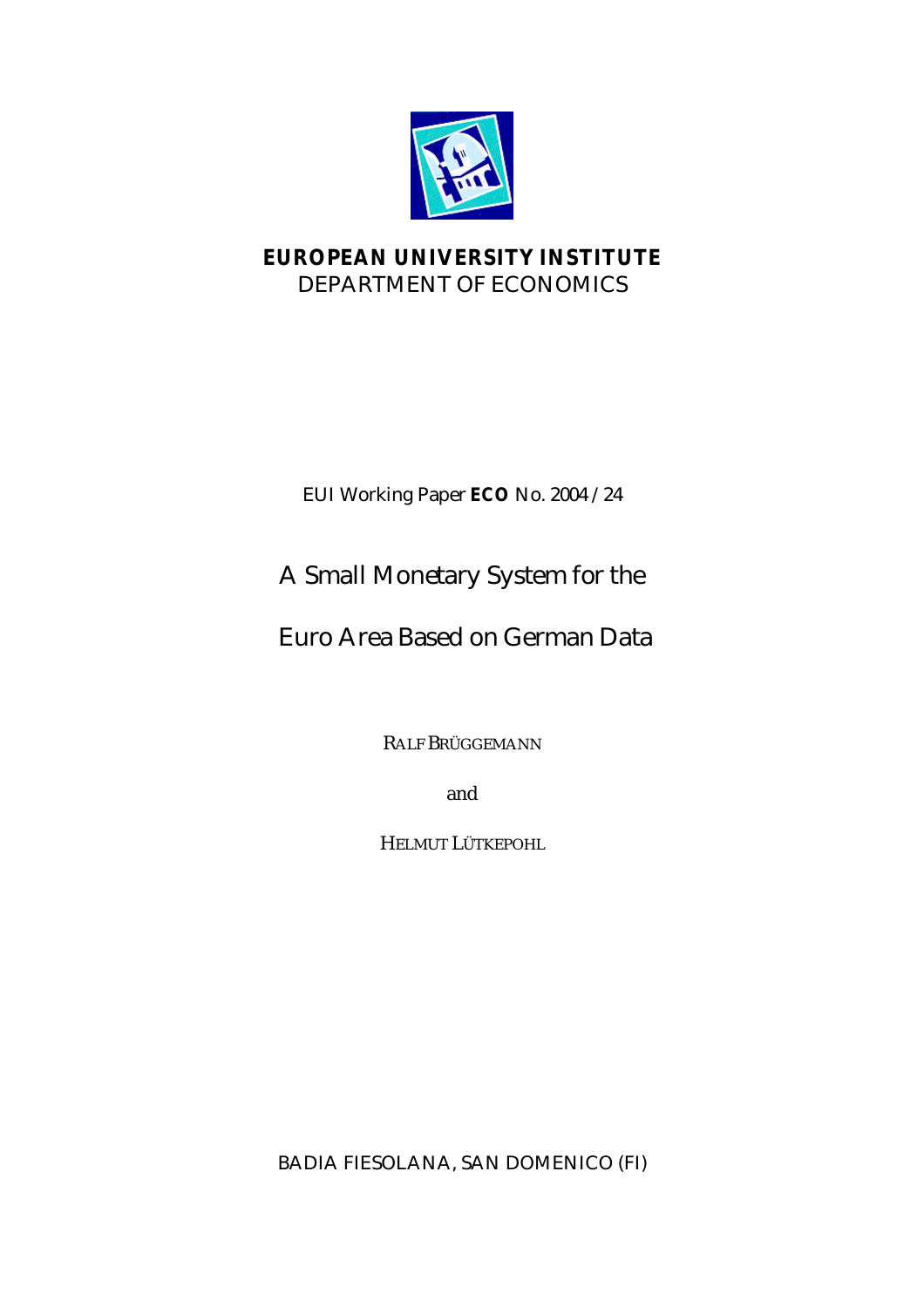**EUROPEAN UNIVERSITY INSTITUTE**
DEPARTMENT OF ECONOMICS

EUI Working Paper **ECO** No. 2004 /24

# A Small Monetary System for the Euro Area Based on German Data

RALF BRÜGGEMANN

and

HELMUT LÜTKEPOHL

BADIA FIESOLANA, SAN DOMENICO (FI)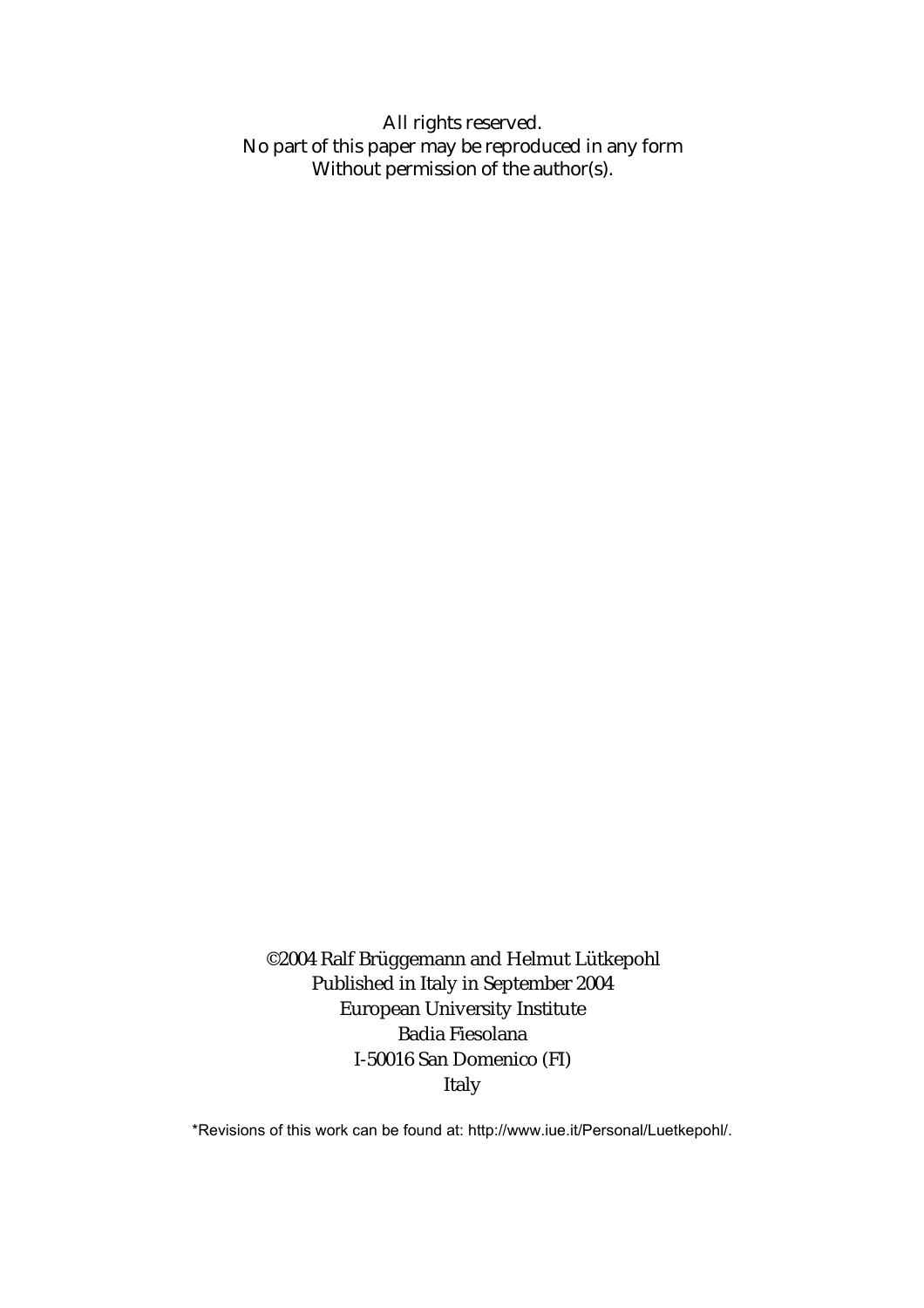All rights reserved.
No part of this paper may be reproduced in any form
Without permission of the author(s).

©2004 Ralf Brüggemann and Helmut Lütkepohl
Published in Italy in September 2004
European University Institute
Badia Fiesolana
I-50016 San Domenico (FI)
Italy

*Revisions of this work can be found at: http://www.iue.it/Personal/Luetkepohl/.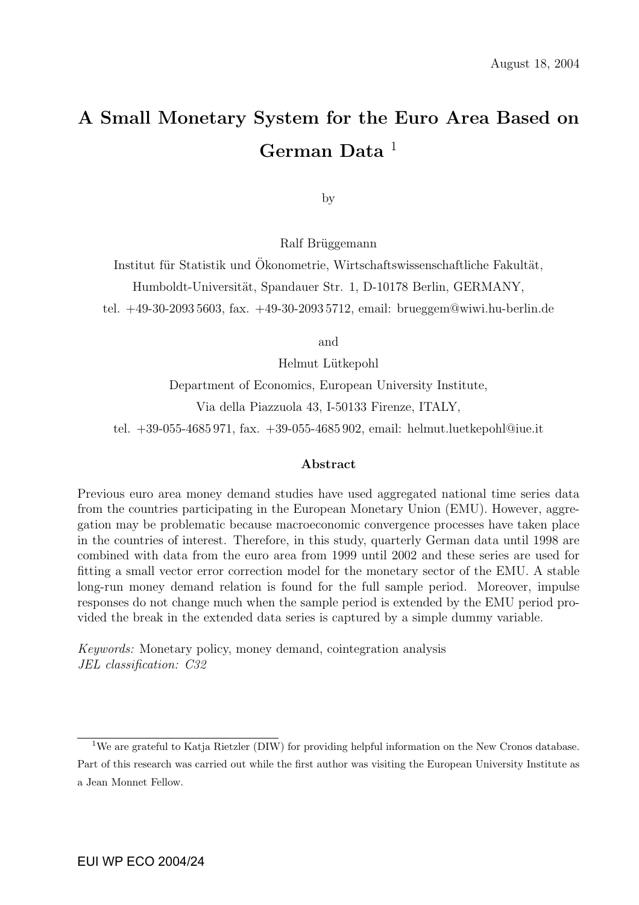August 18, 2004

# A Small Monetary System for the Euro Area Based on German Data [1]

by

Ralf Brüggemann

Institut für Statistik und Ökonometrie, Wirtschaftswissenschaftliche Fakultät,

Humboldt-Universität, Spandauer Str. 1, D-10178 Berlin, GERMANY,

tel. +49-30-2093 5603, fax. +49-30-2093 5712, email: brueggem@wiwi.hu-berlin.de

and

Helmut Lütkepohl

Department of Economics, European University Institute,

Via della Piazzuola 43, I-50133 Firenze, ITALY,

tel. +39-055-4685 971, fax. +39-055-4685 902, email: helmut.luetkepohl@iue.it

## Abstract

Previous euro area money demand studies have used aggregated national time series data from the countries participating in the European Monetary Union (EMU). However, aggregation may be problematic because macroeconomic convergence processes have taken place in the countries of interest. Therefore, in this study, quarterly German data until 1998 are combined with data from the euro area from 1999 until 2002 and these series are used for fitting a small vector error correction model for the monetary sector of the EMU. A stable long-run money demand relation is found for the full sample period. Moreover, impulse responses do not change much when the sample period is extended by the EMU period provided the break in the extended data series is captured by a simple dummy variable.

*Keywords:* Monetary policy, money demand, cointegration analysis
*JEL classification: C32*

[1] We are grateful to Katja Rietzler (DIW) for providing helpful information on the New Cronos database. Part of this research was carried out while the first author was visiting the European University Institute as a Jean Monnet Fellow.

EUI WP ECO 2004/24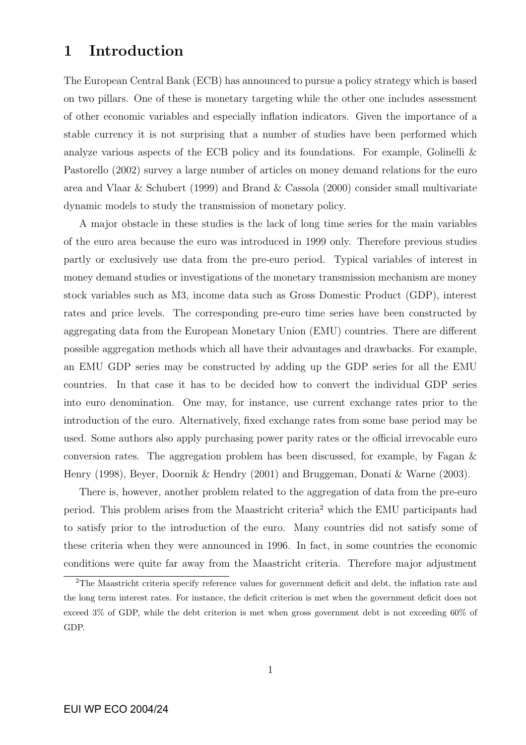# 1 Introduction

The European Central Bank (ECB) has announced to pursue a policy strategy which is based on two pillars. One of these is monetary targeting while the other one includes assessment of other economic variables and especially inflation indicators. Given the importance of a stable currency it is not surprising that a number of studies have been performed which analyze various aspects of the ECB policy and its foundations. For example, Golinelli & Pastorello (2002) survey a large number of articles on money demand relations for the euro area and Vlaar & Schubert (1999) and Brand & Cassola (2000) consider small multivariate dynamic models to study the transmission of monetary policy.

A major obstacle in these studies is the lack of long time series for the main variables of the euro area because the euro was introduced in 1999 only. Therefore previous studies partly or exclusively use data from the pre-euro period. Typical variables of interest in money demand studies or investigations of the monetary transmission mechanism are money stock variables such as M3, income data such as Gross Domestic Product (GDP), interest rates and price levels. The corresponding pre-euro time series have been constructed by aggregating data from the European Monetary Union (EMU) countries. There are different possible aggregation methods which all have their advantages and drawbacks. For example, an EMU GDP series may be constructed by adding up the GDP series for all the EMU countries. In that case it has to be decided how to convert the individual GDP series into euro denomination. One may, for instance, use current exchange rates prior to the introduction of the euro. Alternatively, fixed exchange rates from some base period may be used. Some authors also apply purchasing power parity rates or the official irrevocable euro conversion rates. The aggregation problem has been discussed, for example, by Fagan & Henry (1998), Beyer, Doornik & Hendry (2001) and Bruggeman, Donati & Warne (2003).

There is, however, another problem related to the aggregation of data from the pre-euro period. This problem arises from the Maastricht criteria[2] which the EMU participants had to satisfy prior to the introduction of the euro. Many countries did not satisfy some of these criteria when they were announced in 1996. In fact, in some countries the economic conditions were quite far away from the Maastricht criteria. Therefore major adjustment

[2]The Maastricht criteria specify reference values for government deficit and debt, the inflation rate and the long term interest rates. For instance, the deficit criterion is met when the government deficit does not exceed 3% of GDP, while the debt criterion is met when gross government debt is not exceeding 60% of GDP.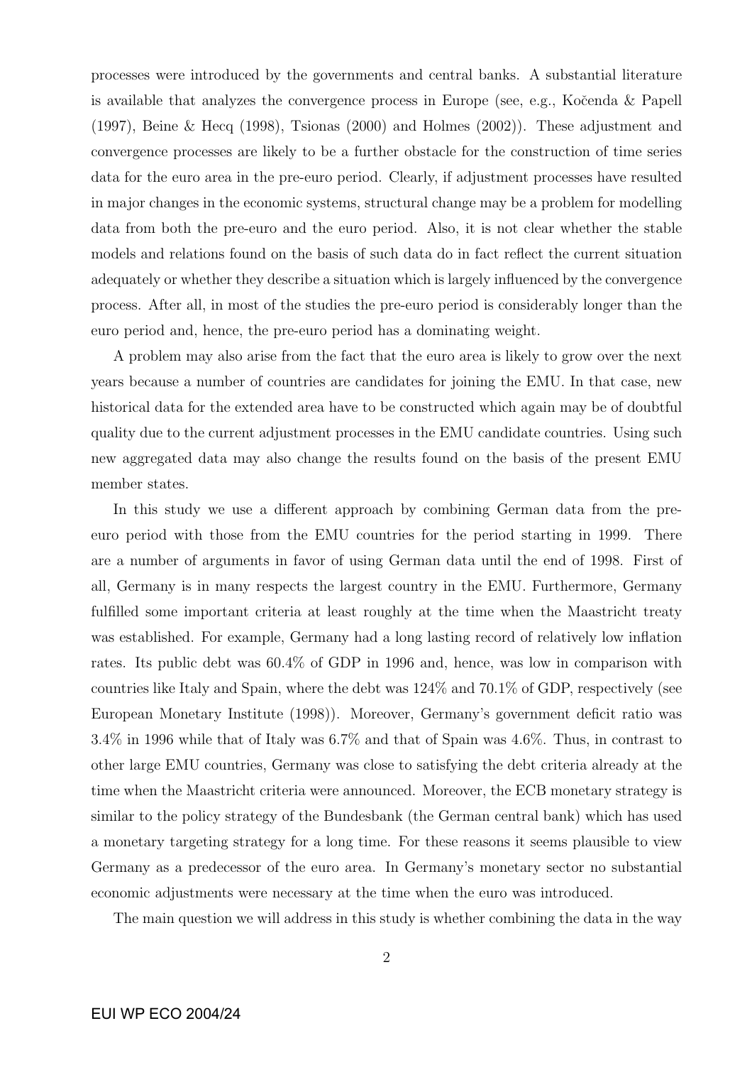processes were introduced by the governments and central banks. A substantial literature is available that analyzes the convergence process in Europe (see, e.g., Kočenda & Papell (1997), Beine & Hecq (1998), Tsionas (2000) and Holmes (2002)). These adjustment and convergence processes are likely to be a further obstacle for the construction of time series data for the euro area in the pre-euro period. Clearly, if adjustment processes have resulted in major changes in the economic systems, structural change may be a problem for modelling data from both the pre-euro and the euro period. Also, it is not clear whether the stable models and relations found on the basis of such data do in fact reflect the current situation adequately or whether they describe a situation which is largely influenced by the convergence process. After all, in most of the studies the pre-euro period is considerably longer than the euro period and, hence, the pre-euro period has a dominating weight.

A problem may also arise from the fact that the euro area is likely to grow over the next years because a number of countries are candidates for joining the EMU. In that case, new historical data for the extended area have to be constructed which again may be of doubtful quality due to the current adjustment processes in the EMU candidate countries. Using such new aggregated data may also change the results found on the basis of the present EMU member states.

In this study we use a different approach by combining German data from the pre-euro period with those from the EMU countries for the period starting in 1999. There are a number of arguments in favor of using German data until the end of 1998. First of all, Germany is in many respects the largest country in the EMU. Furthermore, Germany fulfilled some important criteria at least roughly at the time when the Maastricht treaty was established. For example, Germany had a long lasting record of relatively low inflation rates. Its public debt was 60.4% of GDP in 1996 and, hence, was low in comparison with countries like Italy and Spain, where the debt was 124% and 70.1% of GDP, respectively (see European Monetary Institute (1998)). Moreover, Germany's government deficit ratio was 3.4% in 1996 while that of Italy was 6.7% and that of Spain was 4.6%. Thus, in contrast to other large EMU countries, Germany was close to satisfying the debt criteria already at the time when the Maastricht criteria were announced. Moreover, the ECB monetary strategy is similar to the policy strategy of the Bundesbank (the German central bank) which has used a monetary targeting strategy for a long time. For these reasons it seems plausible to view Germany as a predecessor of the euro area. In Germany's monetary sector no substantial economic adjustments were necessary at the time when the euro was introduced.

The main question we will address in this study is whether combining the data in the way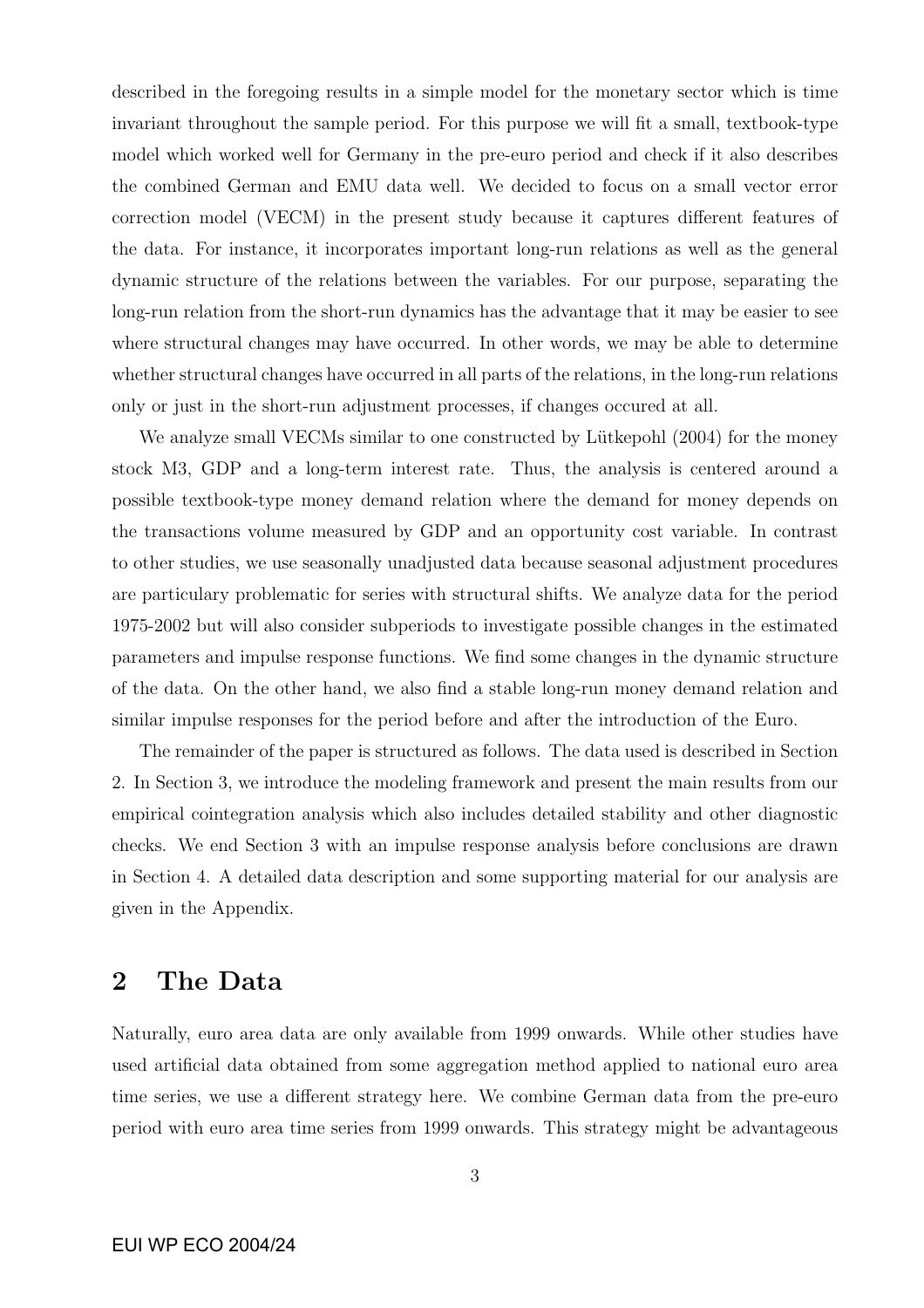described in the foregoing results in a simple model for the monetary sector which is time invariant throughout the sample period. For this purpose we will fit a small, textbook-type model which worked well for Germany in the pre-euro period and check if it also describes the combined German and EMU data well. We decided to focus on a small vector error correction model (VECM) in the present study because it captures different features of the data. For instance, it incorporates important long-run relations as well as the general dynamic structure of the relations between the variables. For our purpose, separating the long-run relation from the short-run dynamics has the advantage that it may be easier to see where structural changes may have occurred. In other words, we may be able to determine whether structural changes have occurred in all parts of the relations, in the long-run relations only or just in the short-run adjustment processes, if changes occured at all.

We analyze small VECMs similar to one constructed by Lütkepohl (2004) for the money stock M3, GDP and a long-term interest rate. Thus, the analysis is centered around a possible textbook-type money demand relation where the demand for money depends on the transactions volume measured by GDP and an opportunity cost variable. In contrast to other studies, we use seasonally unadjusted data because seasonal adjustment procedures are particulary problematic for series with structural shifts. We analyze data for the period 1975-2002 but will also consider subperiods to investigate possible changes in the estimated parameters and impulse response functions. We find some changes in the dynamic structure of the data. On the other hand, we also find a stable long-run money demand relation and similar impulse responses for the period before and after the introduction of the Euro.

The remainder of the paper is structured as follows. The data used is described in Section 2. In Section 3, we introduce the modeling framework and present the main results from our empirical cointegration analysis which also includes detailed stability and other diagnostic checks. We end Section 3 with an impulse response analysis before conclusions are drawn in Section 4. A detailed data description and some supporting material for our analysis are given in the Appendix.

## 2 The Data

Naturally, euro area data are only available from 1999 onwards. While other studies have used artificial data obtained from some aggregation method applied to national euro area time series, we use a different strategy here. We combine German data from the pre-euro period with euro area time series from 1999 onwards. This strategy might be advantageous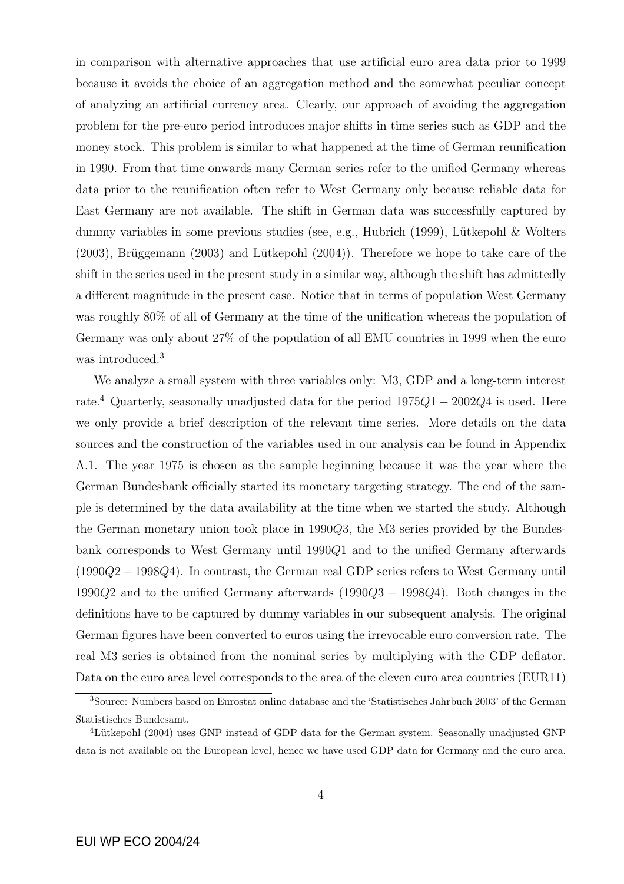in comparison with alternative approaches that use artificial euro area data prior to 1999 because it avoids the choice of an aggregation method and the somewhat peculiar concept of analyzing an artificial currency area. Clearly, our approach of avoiding the aggregation problem for the pre-euro period introduces major shifts in time series such as GDP and the money stock. This problem is similar to what happened at the time of German reunification in 1990. From that time onwards many German series refer to the unified Germany whereas data prior to the reunification often refer to West Germany only because reliable data for East Germany are not available. The shift in German data was successfully captured by dummy variables in some previous studies (see, e.g., Hubrich (1999), Lütkepohl & Wolters (2003), Brüggemann (2003) and Lütkepohl (2004)). Therefore we hope to take care of the shift in the series used in the present study in a similar way, although the shift has admittedly a different magnitude in the present case. Notice that in terms of population West Germany was roughly 80% of all of Germany at the time of the unification whereas the population of Germany was only about 27% of the population of all EMU countries in 1999 when the euro was introduced.[3]

We analyze a small system with three variables only: M3, GDP and a long-term interest rate.[4] Quarterly, seasonally unadjusted data for the period $1975Q1-2002Q4$ is used. Here we only provide a brief description of the relevant time series. More details on the data sources and the construction of the variables used in our analysis can be found in Appendix A.1. The year 1975 is chosen as the sample beginning because it was the year where the German Bundesbank officially started its monetary targeting strategy. The end of the sample is determined by the data availability at the time when we started the study. Although the German monetary union took place in $1990Q3$, the M3 series provided by the Bundesbank corresponds to West Germany until $1990Q1$ and to the unified Germany afterwards $(1990Q2-1998Q4)$. In contrast, the German real GDP series refers to West Germany until $1990Q2$ and to the unified Germany afterwards $(1990Q3-1998Q4)$. Both changes in the definitions have to be captured by dummy variables in our subsequent analysis. The original German figures have been converted to euros using the irrevocable euro conversion rate. The real M3 series is obtained from the nominal series by multiplying with the GDP deflator. Data on the euro area level corresponds to the area of the eleven euro area countries (EUR11)

[3]Source: Numbers based on Eurostat online database and the 'Statistisches Jahrbuch 2003' of the German Statistisches Bundesamt.

[4]Lütkepohl (2004) uses GNP instead of GDP data for the German system. Seasonally unadjusted GNP data is not available on the European level, hence we have used GDP data for Germany and the euro area.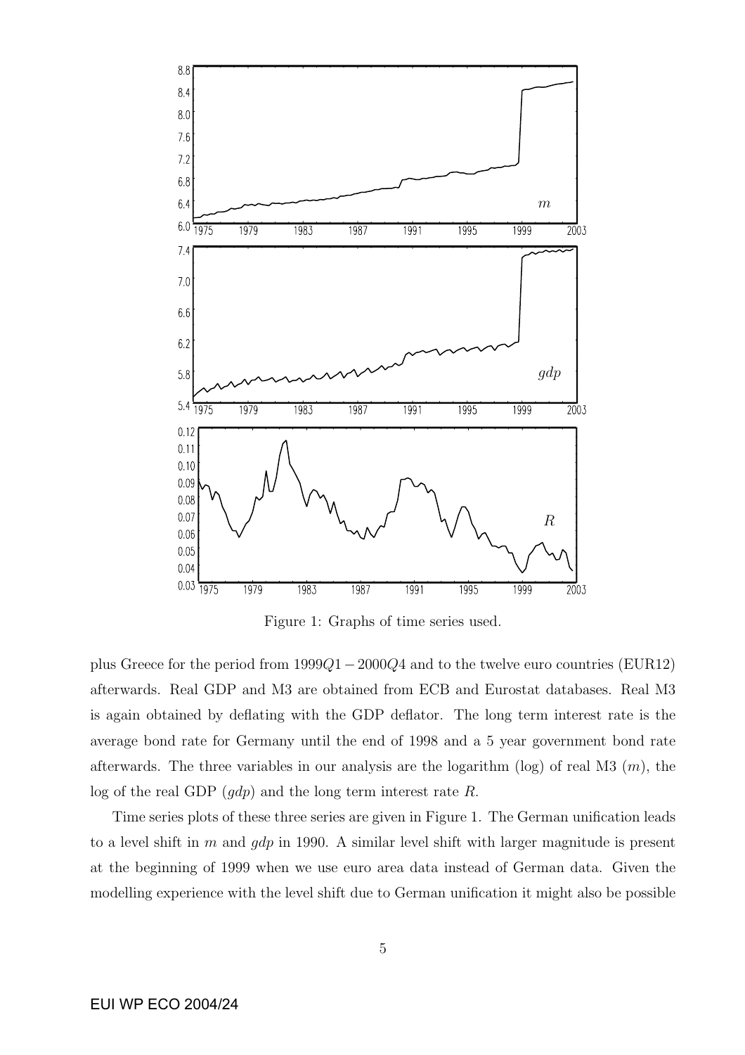Figure 1: Graphs of time series used.

plus Greece for the period from $1999Q1-2000Q4$ and to the twelve euro countries (EUR12) afterwards. Real GDP and M3 are obtained from ECB and Eurostat databases. Real M3 is again obtained by deflating with the GDP deflator. The long term interest rate is the average bond rate for Germany until the end of 1998 and a 5 year government bond rate afterwards. The three variables in our analysis are the logarithm (log) of real M3 ($m$), the log of the real GDP ($gdp$) and the long term interest rate $R$.

Time series plots of these three series are given in Figure 1. The German unification leads to a level shift in $m$ and $gdp$ in 1990. A similar level shift with larger magnitude is present at the beginning of 1999 when we use euro area data instead of German data. Given the modelling experience with the level shift due to German unification it might also be possible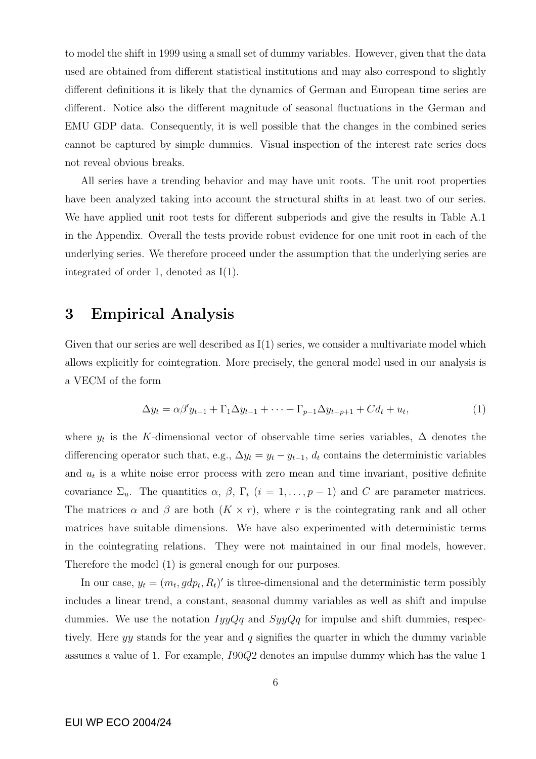to model the shift in 1999 using a small set of dummy variables. However, given that the data used are obtained from different statistical institutions and may also correspond to slightly different definitions it is likely that the dynamics of German and European time series are different. Notice also the different magnitude of seasonal fluctuations in the German and EMU GDP data. Consequently, it is well possible that the changes in the combined series cannot be captured by simple dummies. Visual inspection of the interest rate series does not reveal obvious breaks.

All series have a trending behavior and may have unit roots. The unit root properties have been analyzed taking into account the structural shifts in at least two of our series. We have applied unit root tests for different subperiods and give the results in Table A.1 in the Appendix. Overall the tests provide robust evidence for one unit root in each of the underlying series. We therefore proceed under the assumption that the underlying series are integrated of order 1, denoted as I(1).

# 3 Empirical Analysis

Given that our series are well described as I(1) series, we consider a multivariate model which allows explicitly for cointegration. More precisely, the general model used in our analysis is a VECM of the form

$$\Delta y_t = \alpha\beta' y_{t-1} + \Gamma_1 \Delta y_{t-1} + \cdots + \Gamma_{p-1}\Delta y_{t-p+1} + C d_t + u_t, \tag{1}$$

where $y_t$ is the $K$-dimensional vector of observable time series variables, $\Delta$ denotes the differencing operator such that, e.g., $\Delta y_t = y_t - y_{t-1}$, $d_t$ contains the deterministic variables and $u_t$ is a white noise error process with zero mean and time invariant, positive definite covariance $\Sigma_u$. The quantities $\alpha$, $\beta$, $\Gamma_i$ $(i = 1, \dots, p-1)$ and $C$ are parameter matrices. The matrices $\alpha$ and $\beta$ are both $(K \times r)$, where $r$ is the cointegrating rank and all other matrices have suitable dimensions. We have also experimented with deterministic terms in the cointegrating relations. They were not maintained in our final models, however. Therefore the model (1) is general enough for our purposes.

In our case, $y_t = (m_t, gdp_t, R_t)'$ is three-dimensional and the deterministic term possibly includes a linear trend, a constant, seasonal dummy variables as well as shift and impulse dummies. We use the notation $IyyQq$ and $SyyQq$ for impulse and shift dummies, respectively. Here $yy$ stands for the year and $q$ signifies the quarter in which the dummy variable assumes a value of 1. For example, $I90Q2$ denotes an impulse dummy which has the value 1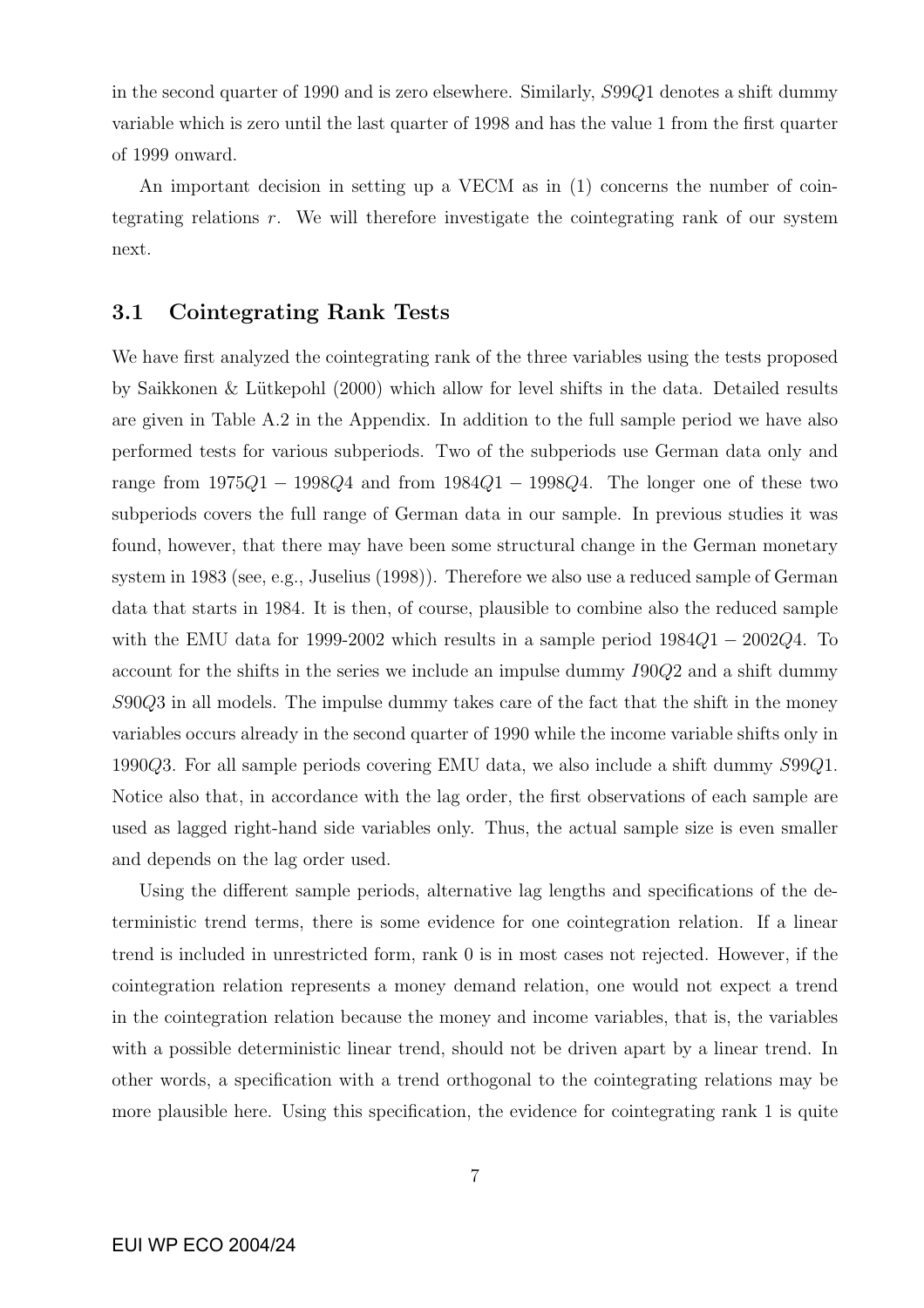in the second quarter of 1990 and is zero elsewhere. Similarly, $S99Q1$ denotes a shift dummy variable which is zero until the last quarter of 1998 and has the value 1 from the first quarter of 1999 onward.

An important decision in setting up a VECM as in (1) concerns the number of cointegrating relations $r$. We will therefore investigate the cointegrating rank of our system next.

### 3.1 Cointegrating Rank Tests

We have first analyzed the cointegrating rank of the three variables using the tests proposed by Saikkonen & Lütkepohl (2000) which allow for level shifts in the data. Detailed results are given in Table A.2 in the Appendix. In addition to the full sample period we have also performed tests for various subperiods. Two of the subperiods use German data only and range from $1975Q1 - 1998Q4$ and from $1984Q1 - 1998Q4$. The longer one of these two subperiods covers the full range of German data in our sample. In previous studies it was found, however, that there may have been some structural change in the German monetary system in 1983 (see, e.g., Juselius (1998)). Therefore we also use a reduced sample of German data that starts in 1984. It is then, of course, plausible to combine also the reduced sample with the EMU data for 1999-2002 which results in a sample period $1984Q1 - 2002Q4$. To account for the shifts in the series we include an impulse dummy $I90Q2$ and a shift dummy $S90Q3$ in all models. The impulse dummy takes care of the fact that the shift in the money variables occurs already in the second quarter of 1990 while the income variable shifts only in $1990Q3$. For all sample periods covering EMU data, we also include a shift dummy $S99Q1$. Notice also that, in accordance with the lag order, the first observations of each sample are used as lagged right-hand side variables only. Thus, the actual sample size is even smaller and depends on the lag order used.

Using the different sample periods, alternative lag lengths and specifications of the deterministic trend terms, there is some evidence for one cointegration relation. If a linear trend is included in unrestricted form, rank 0 is in most cases not rejected. However, if the cointegration relation represents a money demand relation, one would not expect a trend in the cointegration relation because the money and income variables, that is, the variables with a possible deterministic linear trend, should not be driven apart by a linear trend. In other words, a specification with a trend orthogonal to the cointegrating relations may be more plausible here. Using this specification, the evidence for cointegrating rank 1 is quite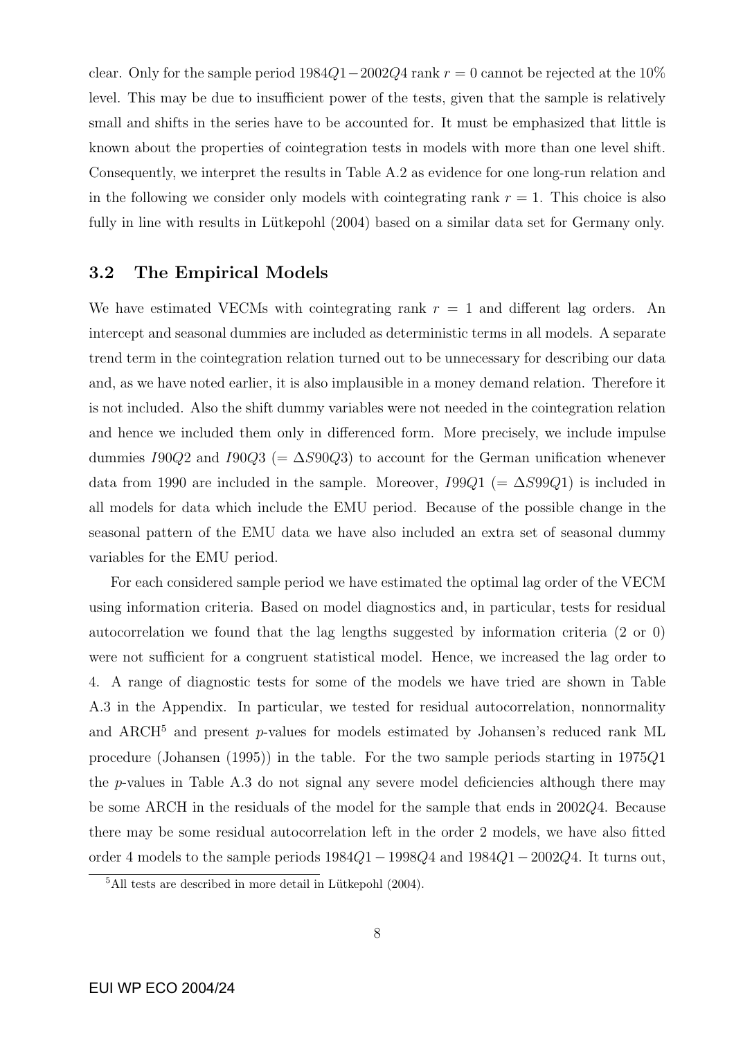clear. Only for the sample period $1984Q1 - 2002Q4$ rank $r = 0$ cannot be rejected at the 10% level. This may be due to insufficient power of the tests, given that the sample is relatively small and shifts in the series have to be accounted for. It must be emphasized that little is known about the properties of cointegration tests in models with more than one level shift. Consequently, we interpret the results in Table A.2 as evidence for one long-run relation and in the following we consider only models with cointegrating rank $r = 1$. This choice is also fully in line with results in Lütkepohl (2004) based on a similar data set for Germany only.

### 3.2 The Empirical Models

We have estimated VECMs with cointegrating rank $r = 1$ and different lag orders. An intercept and seasonal dummies are included as deterministic terms in all models. A separate trend term in the cointegration relation turned out to be unnecessary for describing our data and, as we have noted earlier, it is also implausible in a money demand relation. Therefore it is not included. Also the shift dummy variables were not needed in the cointegration relation and hence we included them only in differenced form. More precisely, we include impulse dummies $I90Q2$ and $I90Q3$ ($= \Delta S90Q3$) to account for the German unification whenever data from 1990 are included in the sample. Moreover, $I99Q1$ ($= \Delta S99Q1$) is included in all models for data which include the EMU period. Because of the possible change in the seasonal pattern of the EMU data we have also included an extra set of seasonal dummy variables for the EMU period.

For each considered sample period we have estimated the optimal lag order of the VECM using information criteria. Based on model diagnostics and, in particular, tests for residual autocorrelation we found that the lag lengths suggested by information criteria (2 or 0) were not sufficient for a congruent statistical model. Hence, we increased the lag order to 4. A range of diagnostic tests for some of the models we have tried are shown in Table A.3 in the Appendix. In particular, we tested for residual autocorrelation, nonnormality and ARCH[5] and present $p$-values for models estimated by Johansen's reduced rank ML procedure (Johansen (1995)) in the table. For the two sample periods starting in $1975Q1$ the $p$-values in Table A.3 do not signal any severe model deficiencies although there may be some ARCH in the residuals of the model for the sample that ends in $2002Q4$. Because there may be some residual autocorrelation left in the order 2 models, we have also fitted order 4 models to the sample periods $1984Q1 - 1998Q4$ and $1984Q1 - 2002Q4$. It turns out,

[5] All tests are described in more detail in Lütkepohl (2004).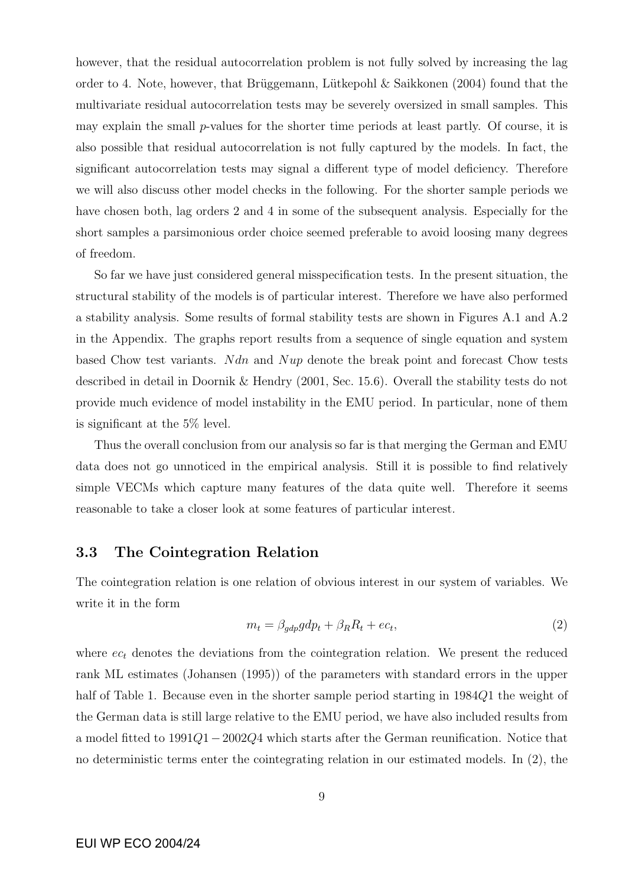however, that the residual autocorrelation problem is not fully solved by increasing the lag order to 4. Note, however, that Brüggemann, Lütkepohl & Saikkonen (2004) found that the multivariate residual autocorrelation tests may be severely oversized in small samples. This may explain the small $p$-values for the shorter time periods at least partly. Of course, it is also possible that residual autocorrelation is not fully captured by the models. In fact, the significant autocorrelation tests may signal a different type of model deficiency. Therefore we will also discuss other model checks in the following. For the shorter sample periods we have chosen both, lag orders 2 and 4 in some of the subsequent analysis. Especially for the short samples a parsimonious order choice seemed preferable to avoid loosing many degrees of freedom.

So far we have just considered general misspecification tests. In the present situation, the structural stability of the models is of particular interest. Therefore we have also performed a stability analysis. Some results of formal stability tests are shown in Figures A.1 and A.2 in the Appendix. The graphs report results from a sequence of single equation and system based Chow test variants. $Ndn$ and $Nup$ denote the break point and forecast Chow tests described in detail in Doornik & Hendry (2001, Sec. 15.6). Overall the stability tests do not provide much evidence of model instability in the EMU period. In particular, none of them is significant at the 5% level.

Thus the overall conclusion from our analysis so far is that merging the German and EMU data does not go unnoticed in the empirical analysis. Still it is possible to find relatively simple VECMs which capture many features of the data quite well. Therefore it seems reasonable to take a closer look at some features of particular interest.

### 3.3 The Cointegration Relation

The cointegration relation is one relation of obvious interest in our system of variables. We write it in the form

$$m_t = \beta_{gdp} gdp_t + \beta_R R_t + ec_t, \tag{2}$$

where $ec_t$ denotes the deviations from the cointegration relation. We present the reduced rank ML estimates (Johansen (1995)) of the parameters with standard errors in the upper half of Table 1. Because even in the shorter sample period starting in $1984Q1$ the weight of the German data is still large relative to the EMU period, we have also included results from a model fitted to $1991Q1 - 2002Q4$ which starts after the German reunification. Notice that no deterministic terms enter the cointegrating relation in our estimated models. In (2), the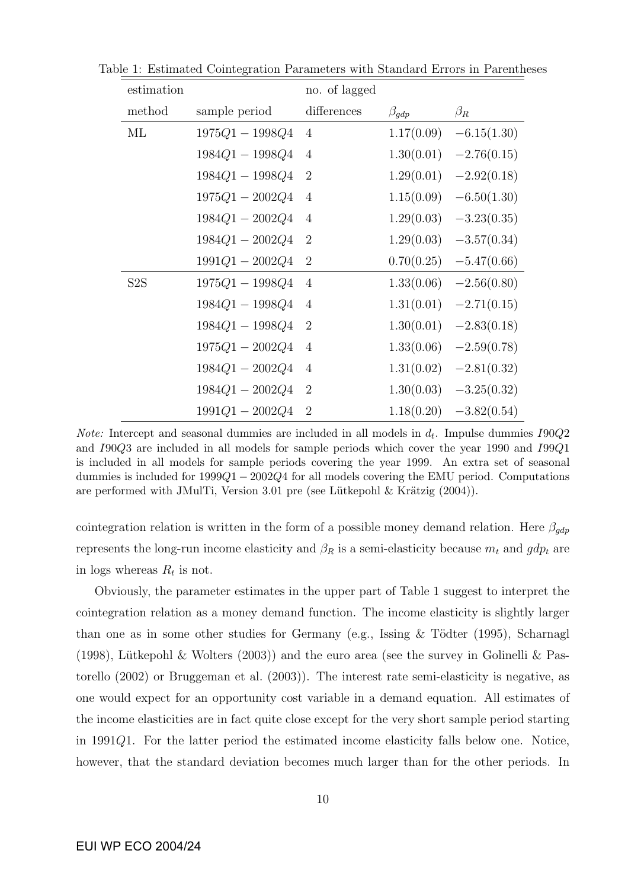Table 1: Estimated Cointegration Parameters with Standard Errors in Parentheses

| estimation method | sample period | no. of lagged differences | $\beta_{gdp}$ | $\beta_R$ |
|---|---|---|---|---|
| ML | $1975Q1 - 1998Q4$ | 4 | 1.17(0.09) | −6.15(1.30) |
| | $1984Q1 - 1998Q4$ | 4 | 1.30(0.01) | −2.76(0.15) |
| | $1984Q1 - 1998Q4$ | 2 | 1.29(0.01) | −2.92(0.18) |
| | $1975Q1 - 2002Q4$ | 4 | 1.15(0.09) | −6.50(1.30) |
| | $1984Q1 - 2002Q4$ | 4 | 1.29(0.03) | −3.23(0.35) |
| | $1984Q1 - 2002Q4$ | 2 | 1.29(0.03) | −3.57(0.34) |
| | $1991Q1 - 2002Q4$ | 2 | 0.70(0.25) | −5.47(0.66) |
| S2S | $1975Q1 - 1998Q4$ | 4 | 1.33(0.06) | −2.56(0.80) |
| | $1984Q1 - 1998Q4$ | 4 | 1.31(0.01) | −2.71(0.15) |
| | $1984Q1 - 1998Q4$ | 2 | 1.30(0.01) | −2.83(0.18) |
| | $1975Q1 - 2002Q4$ | 4 | 1.33(0.06) | −2.59(0.78) |
| | $1984Q1 - 2002Q4$ | 4 | 1.31(0.02) | −2.81(0.32) |
| | $1984Q1 - 2002Q4$ | 2 | 1.30(0.03) | −3.25(0.32) |
| | $1991Q1 - 2002Q4$ | 2 | 1.18(0.20) | −3.82(0.54) |

*Note:* Intercept and seasonal dummies are included in all models in $d_t$. Impulse dummies $I90Q2$ and $I90Q3$ are included in all models for sample periods which cover the year 1990 and $I99Q1$ is included in all models for sample periods covering the year 1999. An extra set of seasonal dummies is included for $1999Q1 - 2002Q4$ for all models covering the EMU period. Computations are performed with JMulTi, Version 3.01 pre (see Lütkepohl & Krätzig (2004)).

cointegration relation is written in the form of a possible money demand relation. Here $\beta_{gdp}$ represents the long-run income elasticity and $\beta_R$ is a semi-elasticity because $m_t$ and $gdp_t$ are in logs whereas $R_t$ is not.

Obviously, the parameter estimates in the upper part of Table 1 suggest to interpret the cointegration relation as a money demand function. The income elasticity is slightly larger than one as in some other studies for Germany (e.g., Issing & Tödter (1995), Scharnagl (1998), Lütkepohl & Wolters (2003)) and the euro area (see the survey in Golinelli & Pastorello (2002) or Bruggeman et al. (2003)). The interest rate semi-elasticity is negative, as one would expect for an opportunity cost variable in a demand equation. All estimates of the income elasticities are in fact quite close except for the very short sample period starting in $1991Q1$. For the latter period the estimated income elasticity falls below one. Notice, however, that the standard deviation becomes much larger than for the other periods. In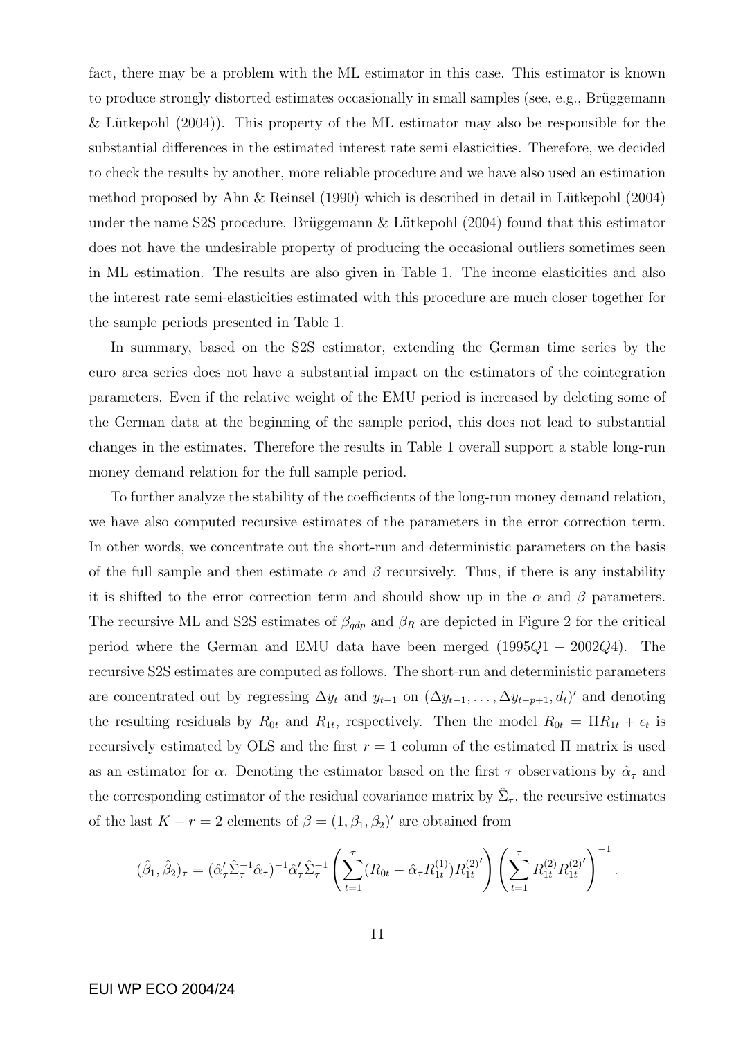fact, there may be a problem with the ML estimator in this case. This estimator is known to produce strongly distorted estimates occasionally in small samples (see, e.g., Brüggemann & Lütkepohl (2004)). This property of the ML estimator may also be responsible for the substantial differences in the estimated interest rate semi elasticities. Therefore, we decided to check the results by another, more reliable procedure and we have also used an estimation method proposed by Ahn & Reinsel (1990) which is described in detail in Lütkepohl (2004) under the name S2S procedure. Brüggemann & Lütkepohl (2004) found that this estimator does not have the undesirable property of producing the occasional outliers sometimes seen in ML estimation. The results are also given in Table 1. The income elasticities and also the interest rate semi-elasticities estimated with this procedure are much closer together for the sample periods presented in Table 1.

In summary, based on the S2S estimator, extending the German time series by the euro area series does not have a substantial impact on the estimators of the cointegration parameters. Even if the relative weight of the EMU period is increased by deleting some of the German data at the beginning of the sample period, this does not lead to substantial changes in the estimates. Therefore the results in Table 1 overall support a stable long-run money demand relation for the full sample period.

To further analyze the stability of the coefficients of the long-run money demand relation, we have also computed recursive estimates of the parameters in the error correction term. In other words, we concentrate out the short-run and deterministic parameters on the basis of the full sample and then estimate $\alpha$ and $\beta$ recursively. Thus, if there is any instability it is shifted to the error correction term and should show up in the $\alpha$ and $\beta$ parameters. The recursive ML and S2S estimates of $\beta_{gdp}$ and $\beta_R$ are depicted in Figure 2 for the critical period where the German and EMU data have been merged ($1995Q1 - 2002Q4$). The recursive S2S estimates are computed as follows. The short-run and deterministic parameters are concentrated out by regressing $\Delta y_t$ and $y_{t-1}$ on $(\Delta y_{t-1}, \ldots, \Delta y_{t-p+1}, d_t)'$ and denoting the resulting residuals by $R_{0t}$ and $R_{1t}$, respectively. Then the model $R_{0t} = \Pi R_{1t} + \epsilon_t$ is recursively estimated by OLS and the first $r = 1$ column of the estimated $\Pi$ matrix is used as an estimator for $\alpha$. Denoting the estimator based on the first $\tau$ observations by $\hat{\alpha}_\tau$ and the corresponding estimator of the residual covariance matrix by $\hat{\Sigma}_\tau$, the recursive estimates of the last $K - r = 2$ elements of $\beta = (1, \beta_1, \beta_2)'$ are obtained from

$$(\hat{\beta}_1, \hat{\beta}_2)_\tau = (\hat{\alpha}_\tau' \hat{\Sigma}_\tau^{-1} \hat{\alpha}_\tau)^{-1} \hat{\alpha}_\tau' \hat{\Sigma}_\tau^{-1} \left( \sum_{t=1}^{\tau} (R_{0t} - \hat{\alpha}_\tau R_{1t}^{(1)}) R_{1t}^{(2)'} \right) \left( \sum_{t=1}^{\tau} R_{1t}^{(2)} R_{1t}^{(2)'} \right)^{-1}.$$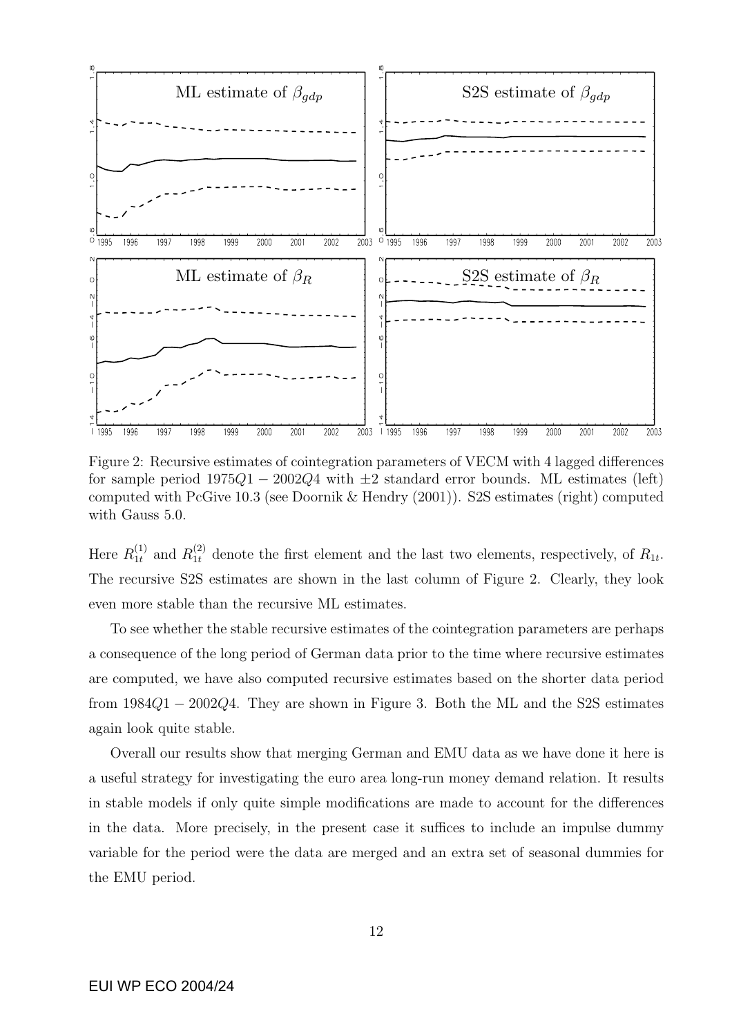Figure 2: Recursive estimates of cointegration parameters of VECM with 4 lagged differences for sample period $1975Q1 - 2002Q4$ with $\pm 2$ standard error bounds. ML estimates (left) computed with PcGive 10.3 (see Doornik & Hendry (2001)). S2S estimates (right) computed with Gauss 5.0.

Here $R_{1t}^{(1)}$ and $R_{1t}^{(2)}$ denote the first element and the last two elements, respectively, of $R_{1t}$. The recursive S2S estimates are shown in the last column of Figure 2. Clearly, they look even more stable than the recursive ML estimates.

To see whether the stable recursive estimates of the cointegration parameters are perhaps a consequence of the long period of German data prior to the time where recursive estimates are computed, we have also computed recursive estimates based on the shorter data period from $1984Q1 - 2002Q4$. They are shown in Figure 3. Both the ML and the S2S estimates again look quite stable.

Overall our results show that merging German and EMU data as we have done it here is a useful strategy for investigating the euro area long-run money demand relation. It results in stable models if only quite simple modifications are made to account for the differences in the data. More precisely, in the present case it suffices to include an impulse dummy variable for the period were the data are merged and an extra set of seasonal dummies for the EMU period.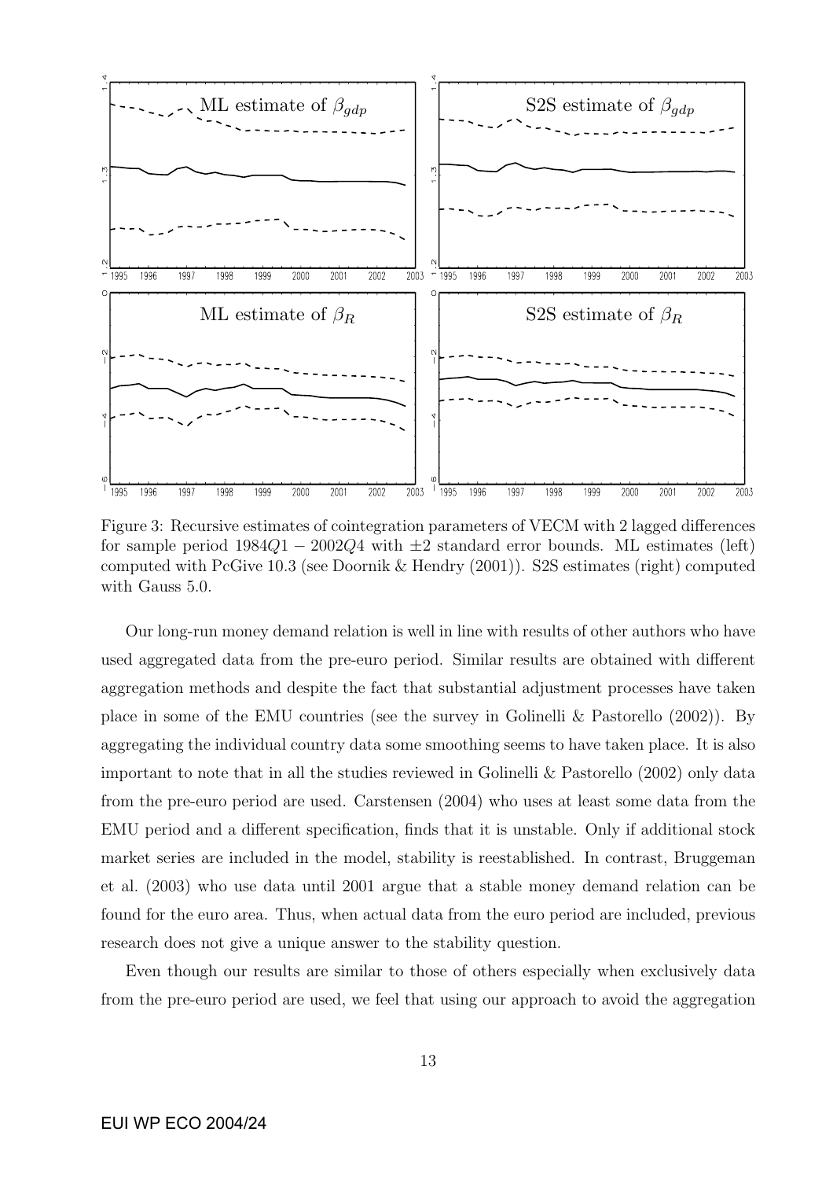Figure 3: Recursive estimates of cointegration parameters of VECM with 2 lagged differences for sample period $1984Q1 - 2002Q4$ with $\pm 2$ standard error bounds. ML estimates (left) computed with PcGive 10.3 (see Doornik & Hendry (2001)). S2S estimates (right) computed with Gauss 5.0.

Our long-run money demand relation is well in line with results of other authors who have used aggregated data from the pre-euro period. Similar results are obtained with different aggregation methods and despite the fact that substantial adjustment processes have taken place in some of the EMU countries (see the survey in Golinelli & Pastorello (2002)). By aggregating the individual country data some smoothing seems to have taken place. It is also important to note that in all the studies reviewed in Golinelli & Pastorello (2002) only data from the pre-euro period are used. Carstensen (2004) who uses at least some data from the EMU period and a different specification, finds that it is unstable. Only if additional stock market series are included in the model, stability is reestablished. In contrast, Bruggeman et al. (2003) who use data until 2001 argue that a stable money demand relation can be found for the euro area. Thus, when actual data from the euro period are included, previous research does not give a unique answer to the stability question.

Even though our results are similar to those of others especially when exclusively data from the pre-euro period are used, we feel that using our approach to avoid the aggregation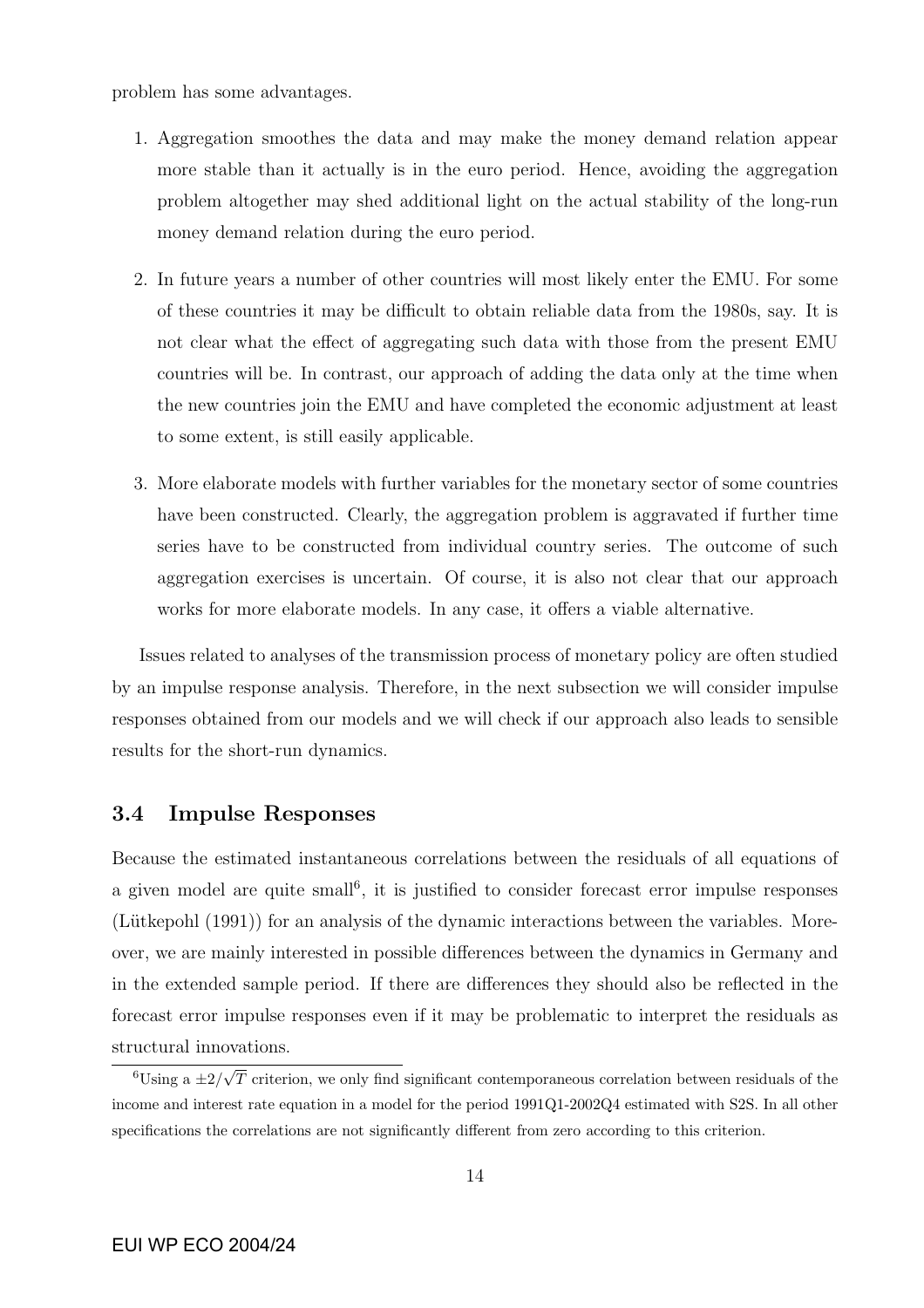problem has some advantages.

1. Aggregation smoothes the data and may make the money demand relation appear more stable than it actually is in the euro period. Hence, avoiding the aggregation problem altogether may shed additional light on the actual stability of the long-run money demand relation during the euro period.

2. In future years a number of other countries will most likely enter the EMU. For some of these countries it may be difficult to obtain reliable data from the 1980s, say. It is not clear what the effect of aggregating such data with those from the present EMU countries will be. In contrast, our approach of adding the data only at the time when the new countries join the EMU and have completed the economic adjustment at least to some extent, is still easily applicable.

3. More elaborate models with further variables for the monetary sector of some countries have been constructed. Clearly, the aggregation problem is aggravated if further time series have to be constructed from individual country series. The outcome of such aggregation exercises is uncertain. Of course, it is also not clear that our approach works for more elaborate models. In any case, it offers a viable alternative.

Issues related to analyses of the transmission process of monetary policy are often studied by an impulse response analysis. Therefore, in the next subsection we will consider impulse responses obtained from our models and we will check if our approach also leads to sensible results for the short-run dynamics.

### 3.4 Impulse Responses

Because the estimated instantaneous correlations between the residuals of all equations of a given model are quite small[6], it is justified to consider forecast error impulse responses (Lütkepohl (1991)) for an analysis of the dynamic interactions between the variables. Moreover, we are mainly interested in possible differences between the dynamics in Germany and in the extended sample period. If there are differences they should also be reflected in the forecast error impulse responses even if it may be problematic to interpret the residuals as structural innovations.

[6]Using a $\pm 2/\sqrt{T}$ criterion, we only find significant contemporaneous correlation between residuals of the income and interest rate equation in a model for the period 1991Q1-2002Q4 estimated with S2S. In all other specifications the correlations are not significantly different from zero according to this criterion.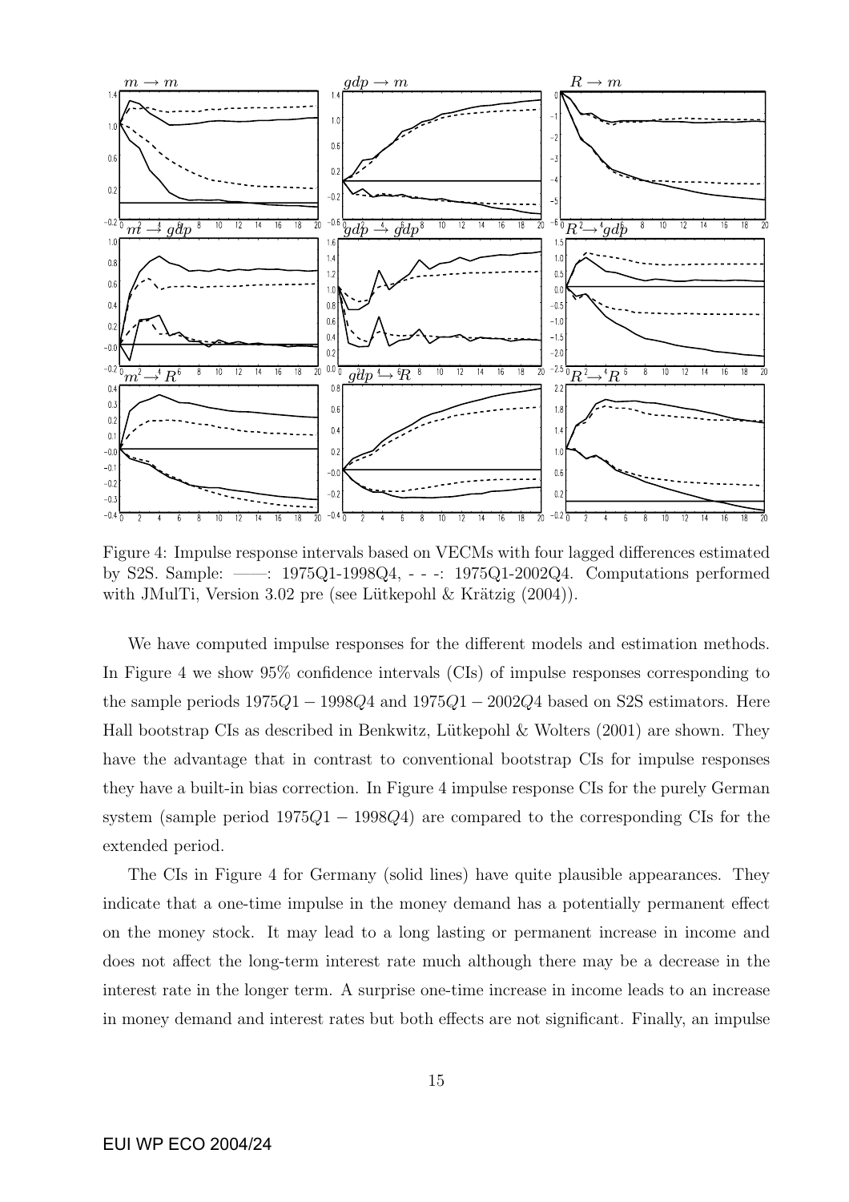Figure 4: Impulse response intervals based on VECMs with four lagged differences estimated by S2S. Sample: ——: 1975Q1-1998Q4, - - -: 1975Q1-2002Q4. Computations performed with JMulTi, Version 3.02 pre (see Lütkepohl & Krätzig (2004)).

We have computed impulse responses for the different models and estimation methods. In Figure 4 we show 95% confidence intervals (CIs) of impulse responses corresponding to the sample periods $1975Q1-1998Q4$ and $1975Q1-2002Q4$ based on S2S estimators. Here Hall bootstrap CIs as described in Benkwitz, Lütkepohl & Wolters (2001) are shown. They have the advantage that in contrast to conventional bootstrap CIs for impulse responses they have a built-in bias correction. In Figure 4 impulse response CIs for the purely German system (sample period $1975Q1-1998Q4$) are compared to the corresponding CIs for the extended period.

The CIs in Figure 4 for Germany (solid lines) have quite plausible appearances. They indicate that a one-time impulse in the money demand has a potentially permanent effect on the money stock. It may lead to a long lasting or permanent increase in income and does not affect the long-term interest rate much although there may be a decrease in the interest rate in the longer term. A surprise one-time increase in income leads to an increase in money demand and interest rates but both effects are not significant. Finally, an impulse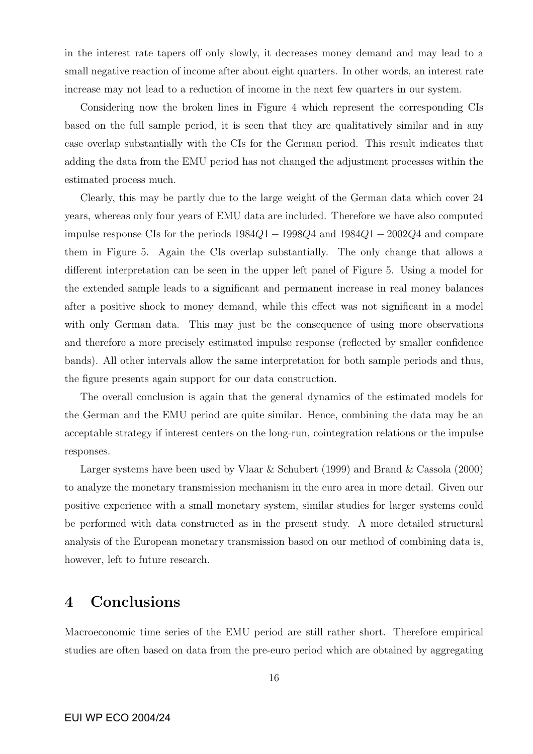in the interest rate tapers off only slowly, it decreases money demand and may lead to a small negative reaction of income after about eight quarters. In other words, an interest rate increase may not lead to a reduction of income in the next few quarters in our system.

Considering now the broken lines in Figure 4 which represent the corresponding CIs based on the full sample period, it is seen that they are qualitatively similar and in any case overlap substantially with the CIs for the German period. This result indicates that adding the data from the EMU period has not changed the adjustment processes within the estimated process much.

Clearly, this may be partly due to the large weight of the German data which cover 24 years, whereas only four years of EMU data are included. Therefore we have also computed impulse response CIs for the periods $1984Q1 - 1998Q4$ and $1984Q1 - 2002Q4$ and compare them in Figure 5. Again the CIs overlap substantially. The only change that allows a different interpretation can be seen in the upper left panel of Figure 5. Using a model for the extended sample leads to a significant and permanent increase in real money balances after a positive shock to money demand, while this effect was not significant in a model with only German data. This may just be the consequence of using more observations and therefore a more precisely estimated impulse response (reflected by smaller confidence bands). All other intervals allow the same interpretation for both sample periods and thus, the figure presents again support for our data construction.

The overall conclusion is again that the general dynamics of the estimated models for the German and the EMU period are quite similar. Hence, combining the data may be an acceptable strategy if interest centers on the long-run, cointegration relations or the impulse responses.

Larger systems have been used by Vlaar & Schubert (1999) and Brand & Cassola (2000) to analyze the monetary transmission mechanism in the euro area in more detail. Given our positive experience with a small monetary system, similar studies for larger systems could be performed with data constructed as in the present study. A more detailed structural analysis of the European monetary transmission based on our method of combining data is, however, left to future research.

# 4 Conclusions

Macroeconomic time series of the EMU period are still rather short. Therefore empirical studies are often based on data from the pre-euro period which are obtained by aggregating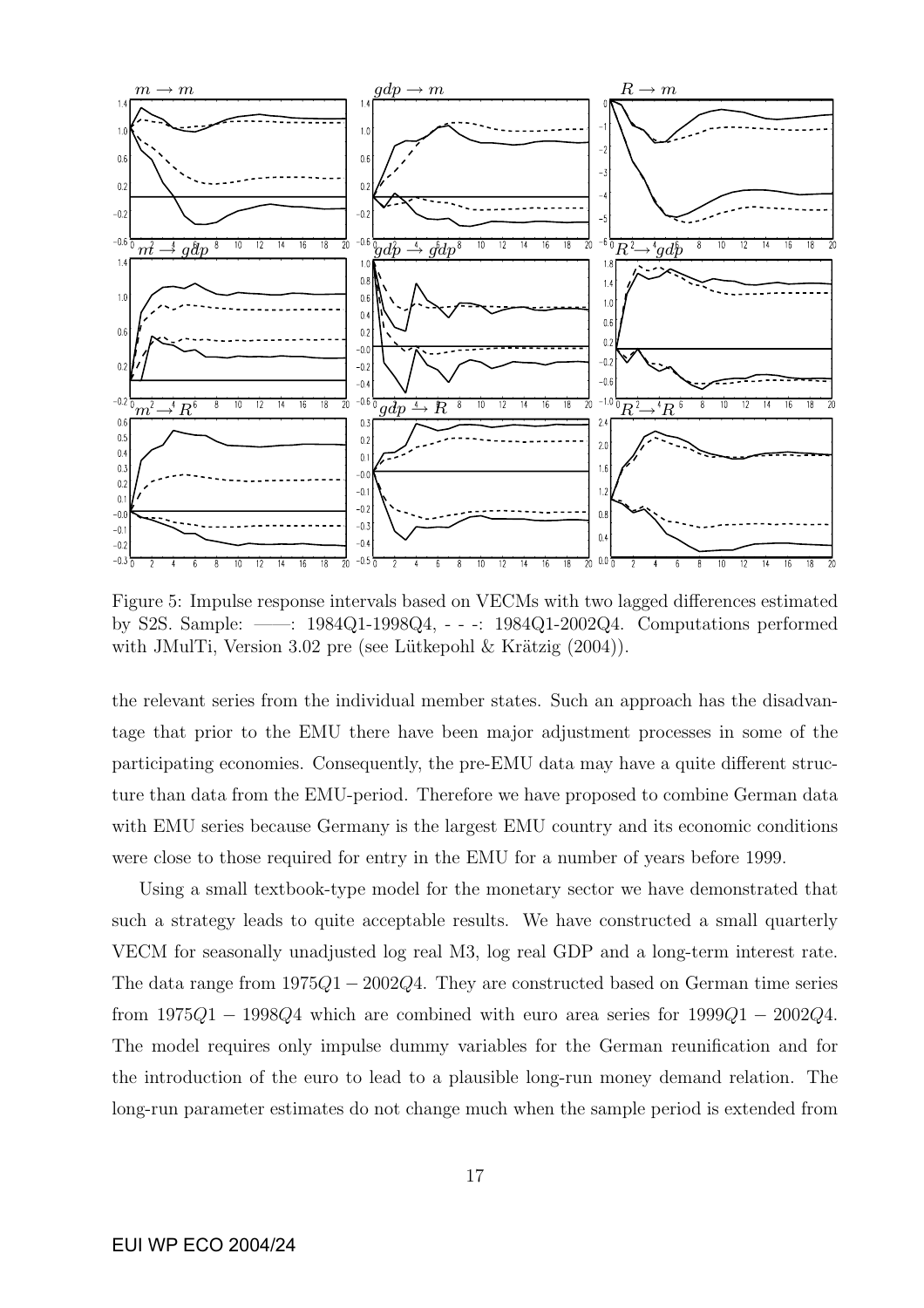Figure 5: Impulse response intervals based on VECMs with two lagged differences estimated by S2S. Sample: ——: 1984Q1-1998Q4, - - -: 1984Q1-2002Q4. Computations performed with JMulTi, Version 3.02 pre (see Lütkepohl & Krätzig (2004)).

the relevant series from the individual member states. Such an approach has the disadvantage that prior to the EMU there have been major adjustment processes in some of the participating economies. Consequently, the pre-EMU data may have a quite different structure than data from the EMU-period. Therefore we have proposed to combine German data with EMU series because Germany is the largest EMU country and its economic conditions were close to those required for entry in the EMU for a number of years before 1999.

Using a small textbook-type model for the monetary sector we have demonstrated that such a strategy leads to quite acceptable results. We have constructed a small quarterly VECM for seasonally unadjusted log real M3, log real GDP and a long-term interest rate. The data range from $1975Q1-2002Q4$. They are constructed based on German time series from $1975Q1-1998Q4$ which are combined with euro area series for $1999Q1-2002Q4$. The model requires only impulse dummy variables for the German reunification and for the introduction of the euro to lead to a plausible long-run money demand relation. The long-run parameter estimates do not change much when the sample period is extended from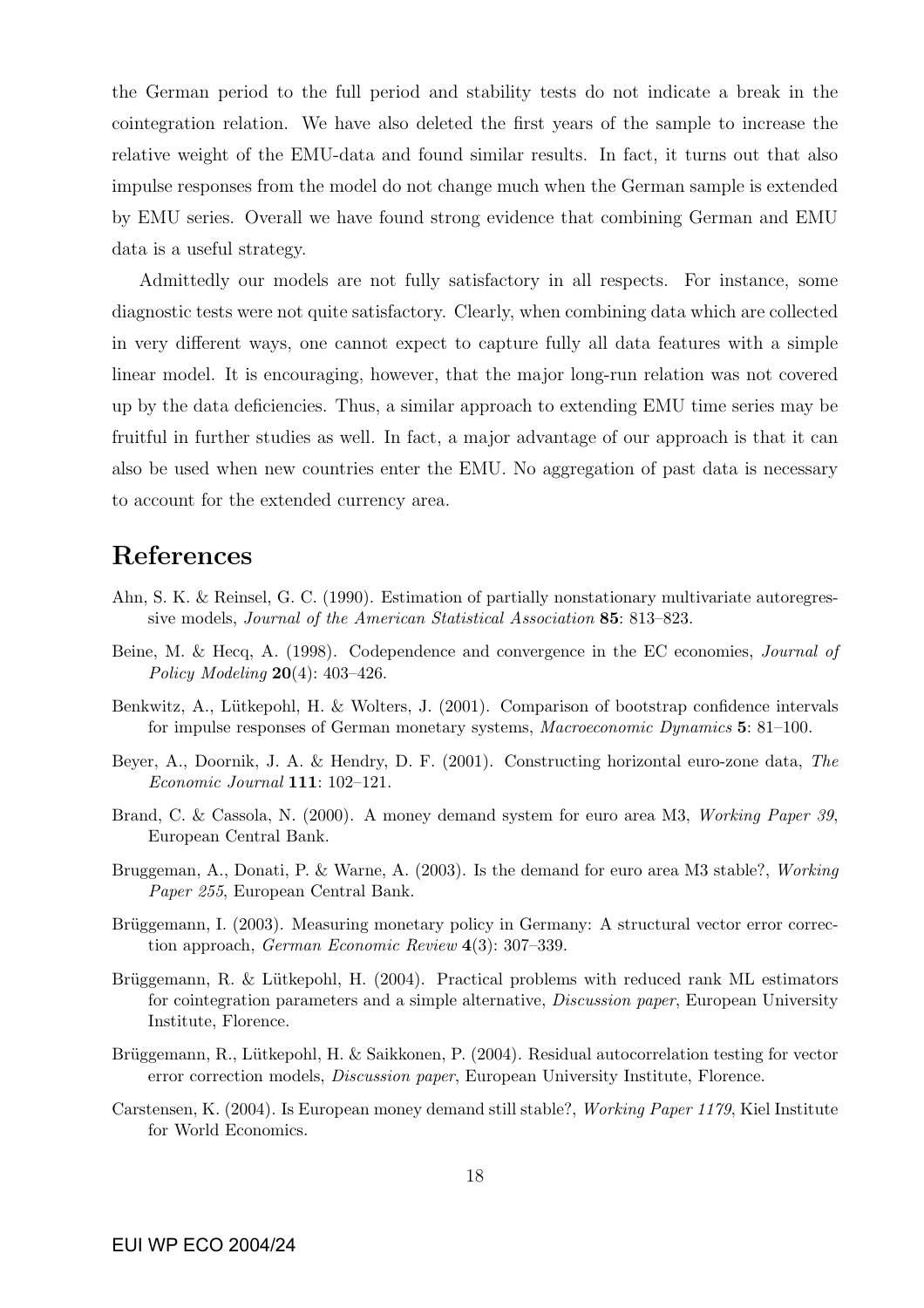the German period to the full period and stability tests do not indicate a break in the cointegration relation. We have also deleted the first years of the sample to increase the relative weight of the EMU-data and found similar results. In fact, it turns out that also impulse responses from the model do not change much when the German sample is extended by EMU series. Overall we have found strong evidence that combining German and EMU data is a useful strategy.

Admittedly our models are not fully satisfactory in all respects. For instance, some diagnostic tests were not quite satisfactory. Clearly, when combining data which are collected in very different ways, one cannot expect to capture fully all data features with a simple linear model. It is encouraging, however, that the major long-run relation was not covered up by the data deficiencies. Thus, a similar approach to extending EMU time series may be fruitful in further studies as well. In fact, a major advantage of our approach is that it can also be used when new countries enter the EMU. No aggregation of past data is necessary to account for the extended currency area.

# References

Ahn, S. K. & Reinsel, G. C. (1990). Estimation of partially nonstationary multivariate autoregressive models, *Journal of the American Statistical Association* **85**: 813–823.

Beine, M. & Hecq, A. (1998). Codependence and convergence in the EC economies, *Journal of Policy Modeling* **20**(4): 403–426.

Benkwitz, A., Lütkepohl, H. & Wolters, J. (2001). Comparison of bootstrap confidence intervals for impulse responses of German monetary systems, *Macroeconomic Dynamics* **5**: 81–100.

Beyer, A., Doornik, J. A. & Hendry, D. F. (2001). Constructing horizontal euro-zone data, *The Economic Journal* **111**: 102–121.

Brand, C. & Cassola, N. (2000). A money demand system for euro area M3, *Working Paper 39*, European Central Bank.

Bruggeman, A., Donati, P. & Warne, A. (2003). Is the demand for euro area M3 stable?, *Working Paper 255*, European Central Bank.

Brüggemann, I. (2003). Measuring monetary policy in Germany: A structural vector error correction approach, *German Economic Review* **4**(3): 307–339.

Brüggemann, R. & Lütkepohl, H. (2004). Practical problems with reduced rank ML estimators for cointegration parameters and a simple alternative, *Discussion paper*, European University Institute, Florence.

Brüggemann, R., Lütkepohl, H. & Saikkonen, P. (2004). Residual autocorrelation testing for vector error correction models, *Discussion paper*, European University Institute, Florence.

Carstensen, K. (2004). Is European money demand still stable?, *Working Paper 1179*, Kiel Institute for World Economics.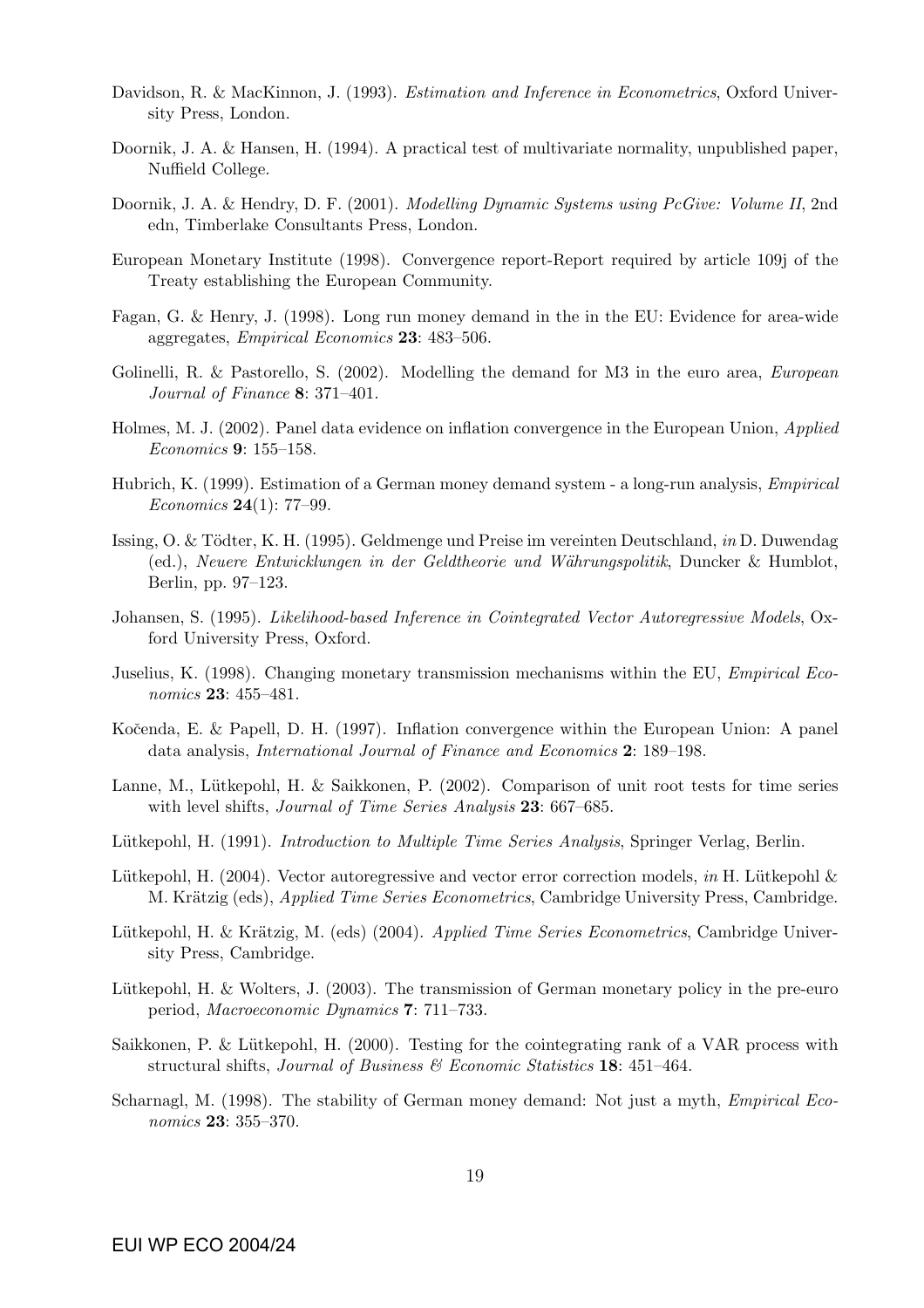Davidson, R. & MacKinnon, J. (1993). *Estimation and Inference in Econometrics*, Oxford University Press, London.

Doornik, J. A. & Hansen, H. (1994). A practical test of multivariate normality, unpublished paper, Nuffield College.

Doornik, J. A. & Hendry, D. F. (2001). *Modelling Dynamic Systems using PcGive: Volume II*, 2nd edn, Timberlake Consultants Press, London.

European Monetary Institute (1998). Convergence report-Report required by article 109j of the Treaty establishing the European Community.

Fagan, G. & Henry, J. (1998). Long run money demand in the in the EU: Evidence for area-wide aggregates, *Empirical Economics* **23**: 483–506.

Golinelli, R. & Pastorello, S. (2002). Modelling the demand for M3 in the euro area, *European Journal of Finance* **8**: 371–401.

Holmes, M. J. (2002). Panel data evidence on inflation convergence in the European Union, *Applied Economics* **9**: 155–158.

Hubrich, K. (1999). Estimation of a German money demand system - a long-run analysis, *Empirical Economics* **24**(1): 77–99.

Issing, O. & Tödter, K. H. (1995). Geldmenge und Preise im vereinten Deutschland, *in* D. Duwendag (ed.), *Neuere Entwicklungen in der Geldtheorie und Währungspolitik*, Duncker & Humblot, Berlin, pp. 97–123.

Johansen, S. (1995). *Likelihood-based Inference in Cointegrated Vector Autoregressive Models*, Oxford University Press, Oxford.

Juselius, K. (1998). Changing monetary transmission mechanisms within the EU, *Empirical Economics* **23**: 455–481.

Kočenda, E. & Papell, D. H. (1997). Inflation convergence within the European Union: A panel data analysis, *International Journal of Finance and Economics* **2**: 189–198.

Lanne, M., Lütkepohl, H. & Saikkonen, P. (2002). Comparison of unit root tests for time series with level shifts, *Journal of Time Series Analysis* **23**: 667–685.

Lütkepohl, H. (1991). *Introduction to Multiple Time Series Analysis*, Springer Verlag, Berlin.

Lütkepohl, H. (2004). Vector autoregressive and vector error correction models, *in* H. Lütkepohl & M. Krätzig (eds), *Applied Time Series Econometrics*, Cambridge University Press, Cambridge.

Lütkepohl, H. & Krätzig, M. (eds) (2004). *Applied Time Series Econometrics*, Cambridge University Press, Cambridge.

Lütkepohl, H. & Wolters, J. (2003). The transmission of German monetary policy in the pre-euro period, *Macroeconomic Dynamics* **7**: 711–733.

Saikkonen, P. & Lütkepohl, H. (2000). Testing for the cointegrating rank of a VAR process with structural shifts, *Journal of Business & Economic Statistics* **18**: 451–464.

Scharnagl, M. (1998). The stability of German money demand: Not just a myth, *Empirical Economics* **23**: 355–370.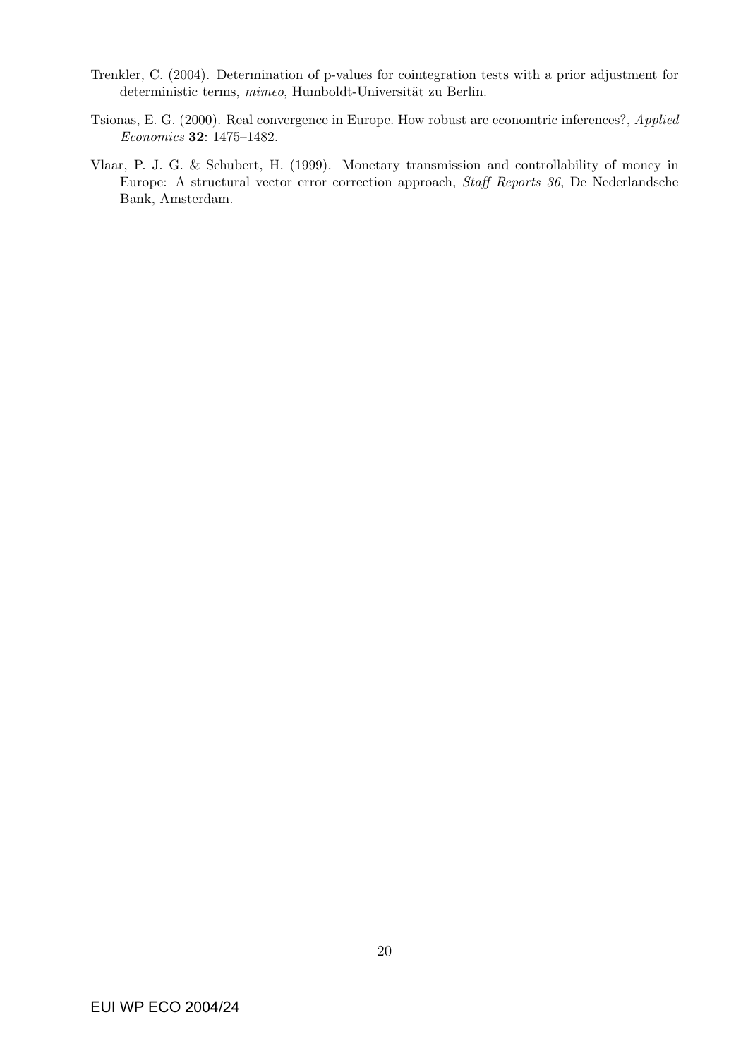Trenkler, C. (2004). Determination of p-values for cointegration tests with a prior adjustment for deterministic terms, *mimeo*, Humboldt-Universität zu Berlin.

Tsionas, E. G. (2000). Real convergence in Europe. How robust are economtric inferences?, *Applied Economics* **32**: 1475–1482.

Vlaar, P. J. G. & Schubert, H. (1999). Monetary transmission and controllability of money in Europe: A structural vector error correction approach, *Staff Reports 36*, De Nederlandsche Bank, Amsterdam.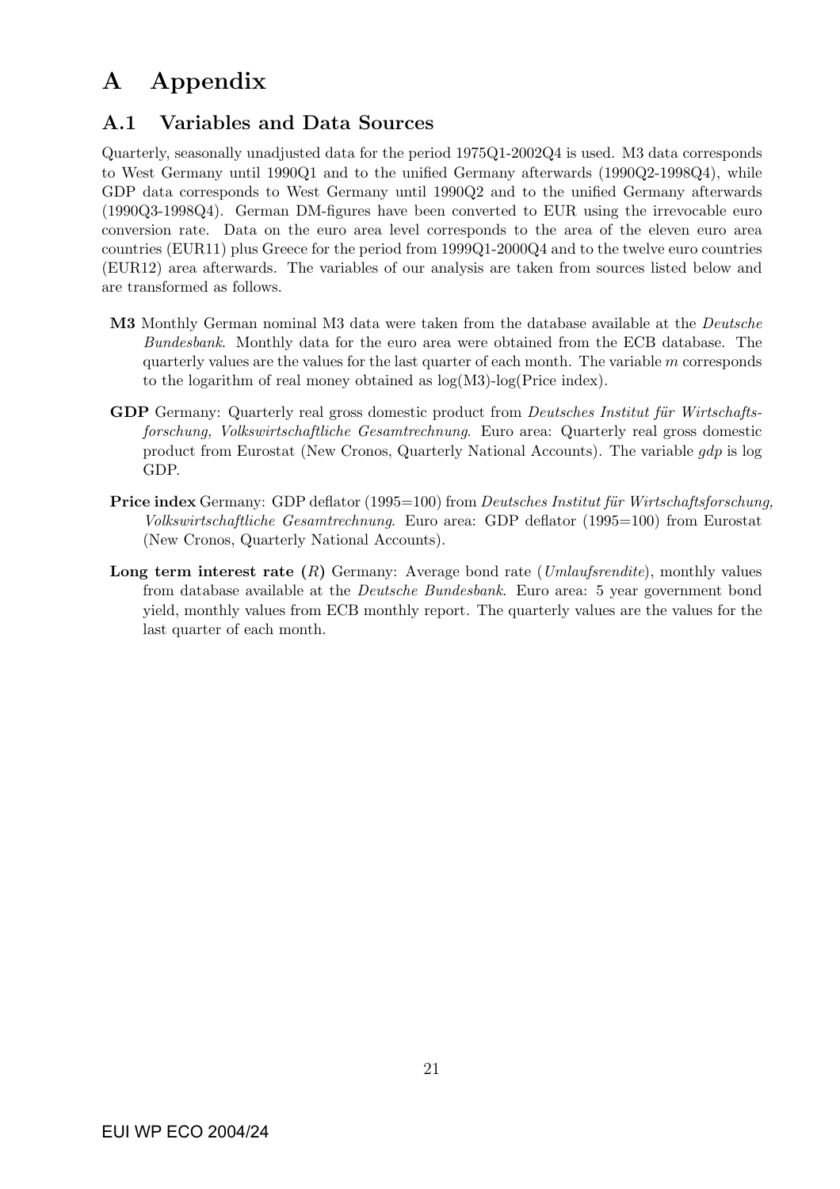# A Appendix

## A.1 Variables and Data Sources

Quarterly, seasonally unadjusted data for the period 1975Q1-2002Q4 is used. M3 data corresponds to West Germany until 1990Q1 and to the unified Germany afterwards (1990Q2-1998Q4), while GDP data corresponds to West Germany until 1990Q2 and to the unified Germany afterwards (1990Q3-1998Q4). German DM-figures have been converted to EUR using the irrevocable euro conversion rate. Data on the euro area level corresponds to the area of the eleven euro area countries (EUR11) plus Greece for the period from 1999Q1-2000Q4 and to the twelve euro countries (EUR12) area afterwards. The variables of our analysis are taken from sources listed below and are transformed as follows.

- **M3** Monthly German nominal M3 data were taken from the database available at the *Deutsche Bundesbank*. Monthly data for the euro area were obtained from the ECB database. The quarterly values are the values for the last quarter of each month. The variable $m$ corresponds to the logarithm of real money obtained as log(M3)-log(Price index).

- **GDP** Germany: Quarterly real gross domestic product from *Deutsches Institut für Wirtschaftsforschung, Volkswirtschaftliche Gesamtrechnung*. Euro area: Quarterly real gross domestic product from Eurostat (New Cronos, Quarterly National Accounts). The variable $gdp$ is log GDP.

- **Price index** Germany: GDP deflator (1995=100) from *Deutsches Institut für Wirtschaftsforschung, Volkswirtschaftliche Gesamtrechnung*. Euro area: GDP deflator (1995=100) from Eurostat (New Cronos, Quarterly National Accounts).

- **Long term interest rate ($R$)** Germany: Average bond rate (*Umlaufsrendite*), monthly values from database available at the *Deutsche Bundesbank*. Euro area: 5 year government bond yield, monthly values from ECB monthly report. The quarterly values are the values for the last quarter of each month.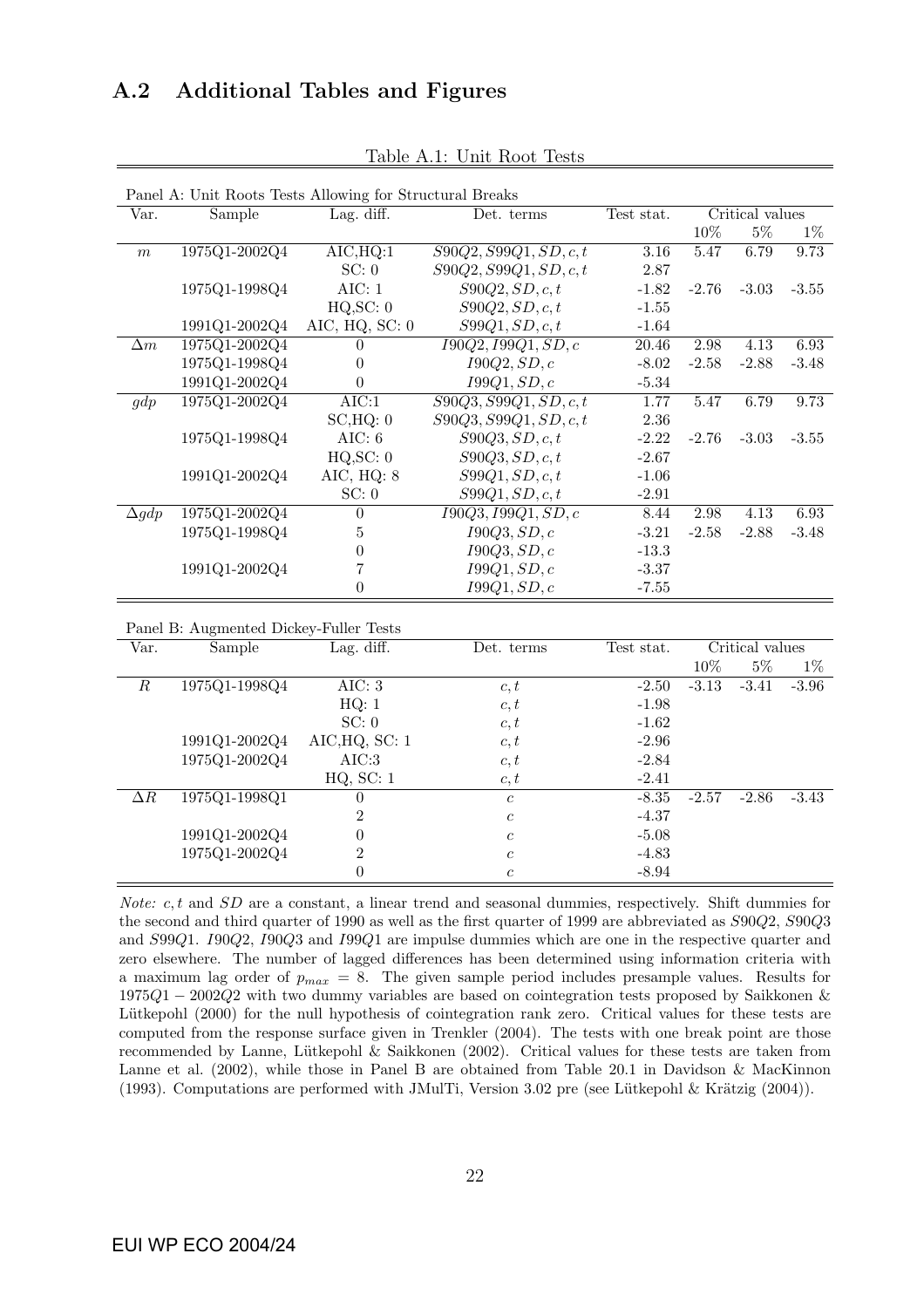## A.2 Additional Tables and Figures

Table A.1: Unit Root Tests

Panel A: Unit Roots Tests Allowing for Structural Breaks

| Var. | Sample | Lag. diff. | Det. terms | Test stat. | Critical values | | |
|---|---|---|---|---|---|---|---|
| | | | | | 10% | 5% | 1% |
| $m$ | 1975Q1-2002Q4 | AIC,HQ:1 | $S90Q2, S99Q1, SD, c, t$ | 3.16 | 5.47 | 6.79 | 9.73 |
| | | SC: 0 | $S90Q2, S99Q1, SD, c, t$ | 2.87 | | | |
| | 1975Q1-1998Q4 | AIC: 1 | $S90Q2, SD, c, t$ | -1.82 | -2.76 | -3.03 | -3.55 |
| | | HQ,SC: 0 | $S90Q2, SD, c, t$ | -1.55 | | | |
| | 1991Q1-2002Q4 | AIC, HQ, SC: 0 | $S99Q1, SD, c, t$ | -1.64 | | | |
| $\Delta m$ | 1975Q1-2002Q4 | 0 | $I90Q2, I99Q1, SD, c$ | 20.46 | 2.98 | 4.13 | 6.93 |
| | 1975Q1-1998Q4 | 0 | $I90Q2, SD, c$ | -8.02 | -2.58 | -2.88 | -3.48 |
| | 1991Q1-2002Q4 | 0 | $I99Q1, SD, c$ | -5.34 | | | |
| $gdp$ | 1975Q1-2002Q4 | AIC:1 | $S90Q3, S99Q1, SD, c, t$ | 1.77 | 5.47 | 6.79 | 9.73 |
| | | SC,HQ: 0 | $S90Q3, S99Q1, SD, c, t$ | 2.36 | | | |
| | 1975Q1-1998Q4 | AIC: 6 | $S90Q3, SD, c, t$ | -2.22 | -2.76 | -3.03 | -3.55 |
| | | HQ,SC: 0 | $S90Q3, SD, c, t$ | -2.67 | | | |
| | 1991Q1-2002Q4 | AIC, HQ: 8 | $S99Q1, SD, c, t$ | -1.06 | | | |
| | | SC: 0 | $S99Q1, SD, c, t$ | -2.91 | | | |
| $\Delta gdp$ | 1975Q1-2002Q4 | 0 | $I90Q3, I99Q1, SD, c$ | 8.44 | 2.98 | 4.13 | 6.93 |
| | 1975Q1-1998Q4 | 5 | $I90Q3, SD, c$ | -3.21 | -2.58 | -2.88 | -3.48 |
| | | 0 | $I90Q3, SD, c$ | -13.3 | | | |
| | 1991Q1-2002Q4 | 7 | $I99Q1, SD, c$ | -3.37 | | | |
| | | 0 | $I99Q1, SD, c$ | -7.55 | | | |

Panel B: Augmented Dickey-Fuller Tests

| Var. | Sample | Lag. diff. | Det. terms | Test stat. | Critical values | | |
|---|---|---|---|---|---|---|---|
| | | | | | 10% | 5% | 1% |
| $R$ | 1975Q1-1998Q4 | AIC: 3 | $c, t$ | -2.50 | -3.13 | -3.41 | -3.96 |
| | | HQ: 1 | $c, t$ | -1.98 | | | |
| | | SC: 0 | $c, t$ | -1.62 | | | |
| | 1991Q1-2002Q4 | AIC,HQ, SC: 1 | $c, t$ | -2.96 | | | |
| | 1975Q1-2002Q4 | AIC:3 | $c, t$ | -2.84 | | | |
| | | HQ, SC: 1 | $c, t$ | -2.41 | | | |
| $\Delta R$ | 1975Q1-1998Q1 | 0 | $c$ | -8.35 | -2.57 | -2.86 | -3.43 |
| | | 2 | $c$ | -4.37 | | | |
| | 1991Q1-2002Q4 | 0 | $c$ | -5.08 | | | |
| | 1975Q1-2002Q4 | 2 | $c$ | -4.83 | | | |
| | | 0 | $c$ | -8.94 | | | |

*Note:* $c, t$ and $SD$ are a constant, a linear trend and seasonal dummies, respectively. Shift dummies for the second and third quarter of 1990 as well as the first quarter of 1999 are abbreviated as $S90Q2$, $S90Q3$ and $S99Q1$. $I90Q2$, $I90Q3$ and $I99Q1$ are impulse dummies which are one in the respective quarter and zero elsewhere. The number of lagged differences has been determined using information criteria with a maximum lag order of $p_{max} = 8$. The given sample period includes presample values. Results for $1975Q1 - 2002Q2$ with two dummy variables are based on cointegration tests proposed by Saikkonen & Lütkepohl (2000) for the null hypothesis of cointegration rank zero. Critical values for these tests are computed from the response surface given in Trenkler (2004). The tests with one break point are those recommended by Lanne, Lütkepohl & Saikkonen (2002). Critical values for these tests are taken from Lanne et al. (2002), while those in Panel B are obtained from Table 20.1 in Davidson & MacKinnon (1993). Computations are performed with JMulTi, Version 3.02 pre (see Lütkepohl & Krätzig (2004)).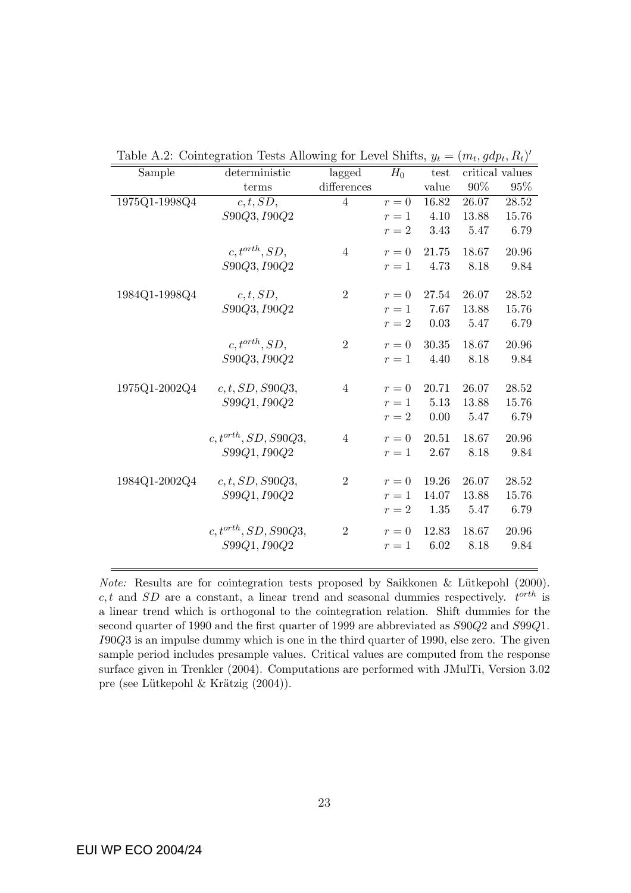Table A.2: Cointegration Tests Allowing for Level Shifts, $y_t = (m_t, gdp_t, R_t)'$

| Sample | deterministic terms | lagged differences | $H_0$ | test value | critical values 90% | critical values 95% |
|---|---|---|---|---|---|---|
| 1975Q1-1998Q4 | $c, t, SD,$ | 4 | $r = 0$ | 16.82 | 26.07 | 28.52 |
| | $S90Q3, I90Q2$ | | $r = 1$ | 4.10 | 13.88 | 15.76 |
| | | | $r = 2$ | 3.43 | 5.47 | 6.79 |
| | $c, t^{orth}, SD,$ | 4 | $r = 0$ | 21.75 | 18.67 | 20.96 |
| | $S90Q3, I90Q2$ | | $r = 1$ | 4.73 | 8.18 | 9.84 |
| 1984Q1-1998Q4 | $c, t, SD,$ | 2 | $r = 0$ | 27.54 | 26.07 | 28.52 |
| | $S90Q3, I90Q2$ | | $r = 1$ | 7.67 | 13.88 | 15.76 |
| | | | $r = 2$ | 0.03 | 5.47 | 6.79 |
| | $c, t^{orth}, SD,$ | 2 | $r = 0$ | 30.35 | 18.67 | 20.96 |
| | $S90Q3, I90Q2$ | | $r = 1$ | 4.40 | 8.18 | 9.84 |
| 1975Q1-2002Q4 | $c, t, SD, S90Q3,$ | 4 | $r = 0$ | 20.71 | 26.07 | 28.52 |
| | $S99Q1, I90Q2$ | | $r = 1$ | 5.13 | 13.88 | 15.76 |
| | | | $r = 2$ | 0.00 | 5.47 | 6.79 |
| | $c, t^{orth}, SD, S90Q3,$ | 4 | $r = 0$ | 20.51 | 18.67 | 20.96 |
| | $S99Q1, I90Q2$ | | $r = 1$ | 2.67 | 8.18 | 9.84 |
| 1984Q1-2002Q4 | $c, t, SD, S90Q3,$ | 2 | $r = 0$ | 19.26 | 26.07 | 28.52 |
| | $S99Q1, I90Q2$ | | $r = 1$ | 14.07 | 13.88 | 15.76 |
| | | | $r = 2$ | 1.35 | 5.47 | 6.79 |
| | $c, t^{orth}, SD, S90Q3,$ | 2 | $r = 0$ | 12.83 | 18.67 | 20.96 |
| | $S99Q1, I90Q2$ | | $r = 1$ | 6.02 | 8.18 | 9.84 |

*Note:* Results are for cointegration tests proposed by Saikkonen & Lütkepohl (2000). $c, t$ and $SD$ are a constant, a linear trend and seasonal dummies respectively. $t^{orth}$ is a linear trend which is orthogonal to the cointegration relation. Shift dummies for the second quarter of 1990 and the first quarter of 1999 are abbreviated as $S90Q2$ and $S99Q1$. $I90Q3$ is an impulse dummy which is one in the third quarter of 1990, else zero. The given sample period includes presample values. Critical values are computed from the response surface given in Trenkler (2004). Computations are performed with JMulTi, Version 3.02 pre (see Lütkepohl & Krätzig (2004)).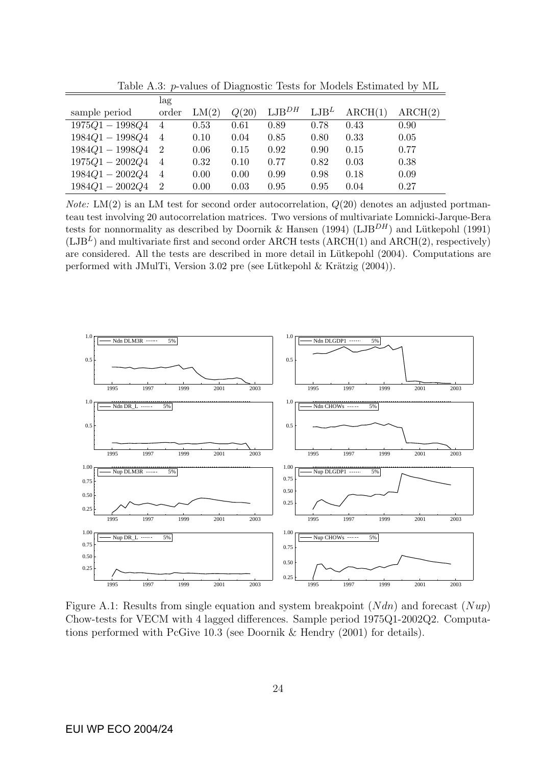Table A.3: $p$-values of Diagnostic Tests for Models Estimated by ML

| sample period | lag order | LM(2) | $Q(20)$ | LJB$^{DH}$ | LJB$^{L}$ | ARCH(1) | ARCH(2) |
|---|---|---|---|---|---|---|---|
| $1975Q1 - 1998Q4$ | 4 | 0.53 | 0.61 | 0.89 | 0.78 | 0.43 | 0.90 |
| $1984Q1 - 1998Q4$ | 4 | 0.10 | 0.04 | 0.85 | 0.80 | 0.33 | 0.05 |
| $1984Q1 - 1998Q4$ | 2 | 0.06 | 0.15 | 0.92 | 0.90 | 0.15 | 0.77 |
| $1975Q1 - 2002Q4$ | 4 | 0.32 | 0.10 | 0.77 | 0.82 | 0.03 | 0.38 |
| $1984Q1 - 2002Q4$ | 4 | 0.00 | 0.00 | 0.99 | 0.98 | 0.18 | 0.09 |
| $1984Q1 - 2002Q4$ | 2 | 0.00 | 0.03 | 0.95 | 0.95 | 0.04 | 0.27 |

*Note:* LM(2) is an LM test for second order autocorrelation, $Q(20)$ denotes an adjusted portmanteau test involving 20 autocorrelation matrices. Two versions of multivariate Lomnicki-Jarque-Bera tests for nonnormality as described by Doornik & Hansen (1994) (LJB$^{DH}$) and Lütkepohl (1991) (LJB$^{L}$) and multivariate first and second order ARCH tests (ARCH(1) and ARCH(2), respectively) are considered. All the tests are described in more detail in Lütkepohl (2004). Computations are performed with JMulTi, Version 3.02 pre (see Lütkepohl & Krätzig (2004)).

Figure A.1: Results from single equation and system breakpoint ($Ndn$) and forecast ($Nup$) Chow-tests for VECM with 4 lagged differences. Sample period 1975Q1-2002Q2. Computations performed with PcGive 10.3 (see Doornik & Hendry (2001) for details).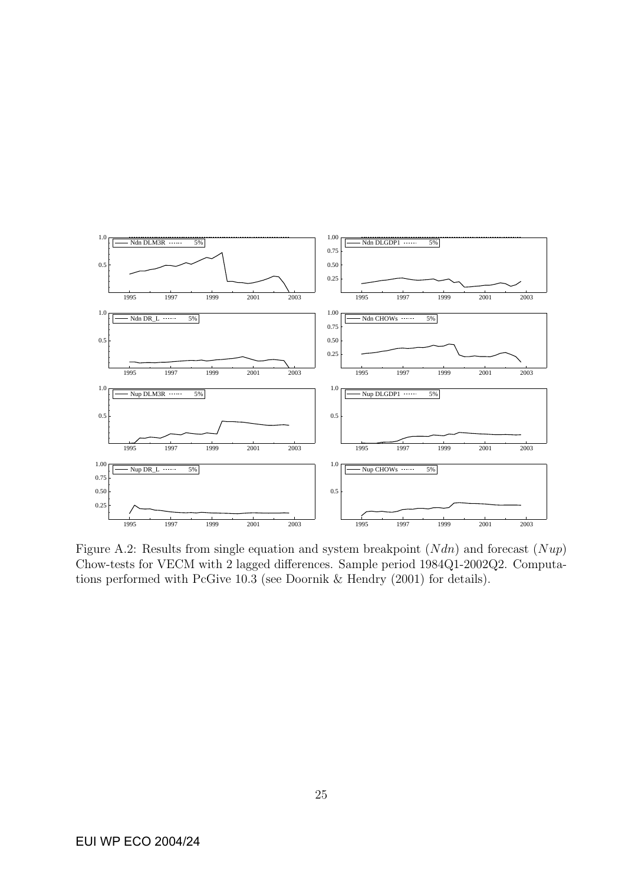1.0
Ndn DLM3R 5%
0.5
1995 1997 1999 2001 2003

1.00
Ndn DLGDP1 5%
0.75
0.50
0.25
1995 1997 1999 2001 2003

1.0
Ndn DR_L 5%
0.5
1995 1997 1999 2001 2003

1.00
Ndn CHOWs 5%
0.75
0.50
0.25
1995 1997 1999 2001 2003

1.0
Nup DLM3R 5%
0.5
1995 1997 1999 2001 2003

1.0
Nup DLGDP1 5%
0.5
1995 1997 1999 2001 2003

1.00
Nup DR_L 5%
0.75
0.50
0.25
1995 1997 1999 2001 2003

1.0
Nup CHOWs 5%
0.5
1995 1997 1999 2001 2003

Figure A.2: Results from single equation and system breakpoint ($Ndn$) and forecast ($Nup$) Chow-tests for VECM with 2 lagged differences. Sample period 1984Q1-2002Q2. Computations performed with PcGive 10.3 (see Doornik & Hendry (2001) for details).

EUI WP ECO 2004/24